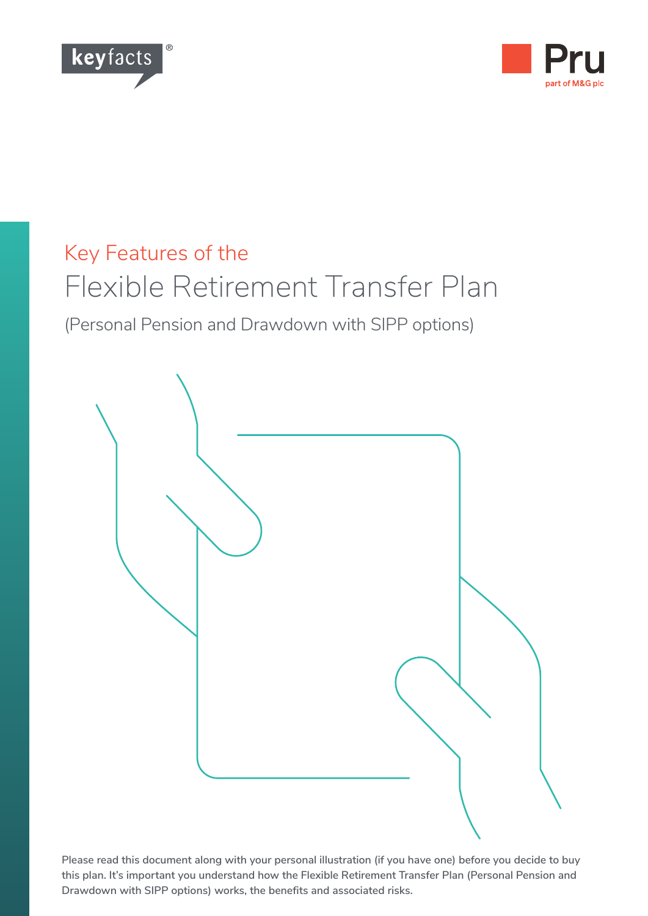keyfacts®

Pru
part of M&G plc

Key Features of the

# Flexible Retirement Transfer Plan

(Personal Pension and Drawdown with SIPP options)

**Please read this document along with your personal illustration (if you have one) before you decide to buy this plan. It's important you understand how the Flexible Retirement Transfer Plan (Personal Pension and Drawdown with SIPP options) works, the benefits and associated risks.**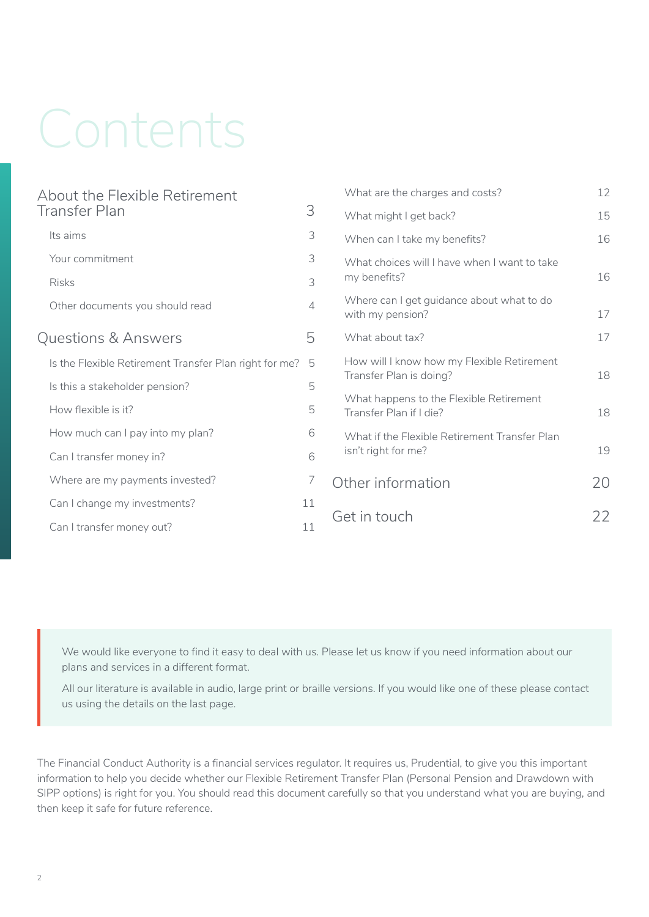# Contents

| | |
|---|---|
| **About the Flexible Retirement Transfer Plan** | **3** |
| Its aims | 3 |
| Your commitment | 3 |
| Risks | 3 |
| Other documents you should read | 4 |
| **Questions & Answers** | **5** |
| Is the Flexible Retirement Transfer Plan right for me? | 5 |
| Is this a stakeholder pension? | 5 |
| How flexible is it? | 5 |
| How much can I pay into my plan? | 6 |
| Can I transfer money in? | 6 |
| Where are my payments invested? | 7 |
| Can I change my investments? | 11 |
| Can I transfer money out? | 11 |
| What are the charges and costs? | 12 |
| What might I get back? | 15 |
| When can I take my benefits? | 16 |
| What choices will I have when I want to take my benefits? | 16 |
| Where can I get guidance about what to do with my pension? | 17 |
| What about tax? | 17 |
| How will I know how my Flexible Retirement Transfer Plan is doing? | 18 |
| What happens to the Flexible Retirement Transfer Plan if I die? | 18 |
| What if the Flexible Retirement Transfer Plan isn't right for me? | 19 |
| **Other information** | **20** |
| **Get in touch** | **22** |

We would like everyone to find it easy to deal with us. Please let us know if you need information about our plans and services in a different format.

All our literature is available in audio, large print or braille versions. If you would like one of these please contact us using the details on the last page.

The Financial Conduct Authority is a financial services regulator. It requires us, Prudential, to give you this important information to help you decide whether our Flexible Retirement Transfer Plan (Personal Pension and Drawdown with SIPP options) is right for you. You should read this document carefully so that you understand what you are buying, and then keep it safe for future reference.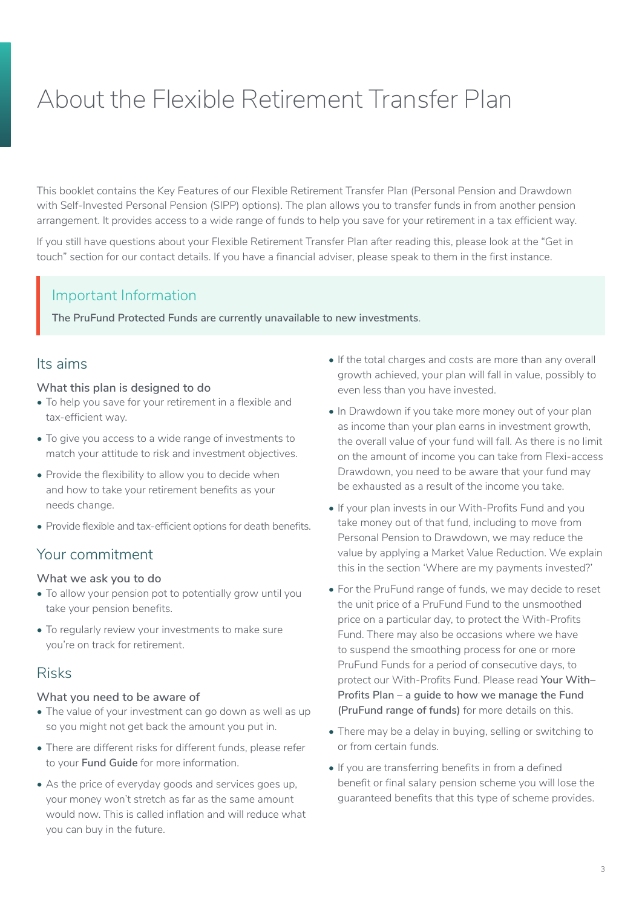# About the Flexible Retirement Transfer Plan

This booklet contains the Key Features of our Flexible Retirement Transfer Plan (Personal Pension and Drawdown with Self-Invested Personal Pension (SIPP) options). The plan allows you to transfer funds in from another pension arrangement. It provides access to a wide range of funds to help you save for your retirement in a tax efficient way.

If you still have questions about your Flexible Retirement Transfer Plan after reading this, please look at the "Get in touch" section for our contact details. If you have a financial adviser, please speak to them in the first instance.

> **Important Information**
>
> **The PruFund Protected Funds are currently unavailable to new investments**.

## Its aims

### What this plan is designed to do

- To help you save for your retirement in a flexible and tax-efficient way.
- To give you access to a wide range of investments to match your attitude to risk and investment objectives.
- Provide the flexibility to allow you to decide when and how to take your retirement benefits as your needs change.
- Provide flexible and tax-efficient options for death benefits.

## Your commitment

### What we ask you to do

- To allow your pension pot to potentially grow until you take your pension benefits.
- To regularly review your investments to make sure you're on track for retirement.

## Risks

### What you need to be aware of

- The value of your investment can go down as well as up so you might not get back the amount you put in.
- There are different risks for different funds, please refer to your **Fund Guide** for more information.
- As the price of everyday goods and services goes up, your money won't stretch as far as the same amount would now. This is called inflation and will reduce what you can buy in the future.
- If the total charges and costs are more than any overall growth achieved, your plan will fall in value, possibly to even less than you have invested.
- In Drawdown if you take more money out of your plan as income than your plan earns in investment growth, the overall value of your fund will fall. As there is no limit on the amount of income you can take from Flexi-access Drawdown, you need to be aware that your fund may be exhausted as a result of the income you take.
- If your plan invests in our With-Profits Fund and you take money out of that fund, including to move from Personal Pension to Drawdown, we may reduce the value by applying a Market Value Reduction. We explain this in the section 'Where are my payments invested?'
- For the PruFund range of funds, we may decide to reset the unit price of a PruFund Fund to the unsmoothed price on a particular day, to protect the With-Profits Fund. There may also be occasions where we have to suspend the smoothing process for one or more PruFund Funds for a period of consecutive days, to protect our With-Profits Fund. Please read **Your With–Profits Plan – a guide to how we manage the Fund (PruFund range of funds)** for more details on this.
- There may be a delay in buying, selling or switching to or from certain funds.
- If you are transferring benefits in from a defined benefit or final salary pension scheme you will lose the guaranteed benefits that this type of scheme provides.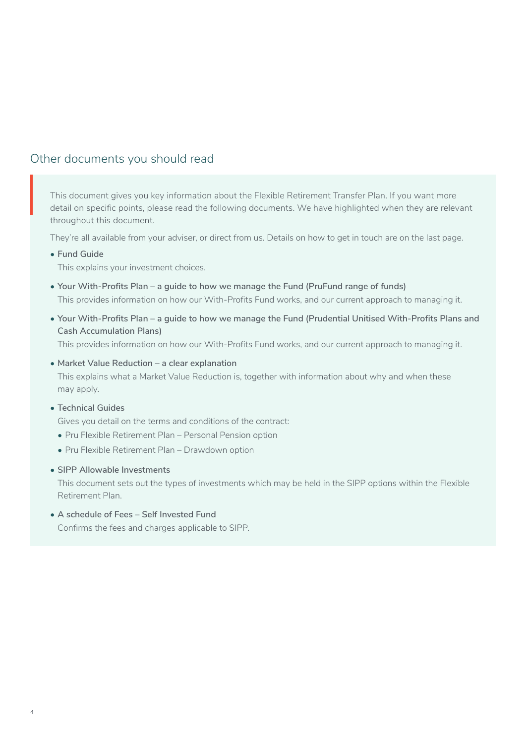## Other documents you should read

This document gives you key information about the Flexible Retirement Transfer Plan. If you want more detail on specific points, please read the following documents. We have highlighted when they are relevant throughout this document.

They're all available from your adviser, or direct from us. Details on how to get in touch are on the last page.

- **Fund Guide**
  This explains your investment choices.
- **Your With-Profits Plan – a guide to how we manage the Fund (PruFund range of funds)**
  This provides information on how our With-Profits Fund works, and our current approach to managing it.
- **Your With-Profits Plan – a guide to how we manage the Fund (Prudential Unitised With-Profits Plans and Cash Accumulation Plans)**
  This provides information on how our With-Profits Fund works, and our current approach to managing it.
- **Market Value Reduction – a clear explanation**
  This explains what a Market Value Reduction is, together with information about why and when these may apply.
- **Technical Guides**
  Gives you detail on the terms and conditions of the contract:
  - Pru Flexible Retirement Plan – Personal Pension option
  - Pru Flexible Retirement Plan – Drawdown option
- **SIPP Allowable Investments**
  This document sets out the types of investments which may be held in the SIPP options within the Flexible Retirement Plan.
- **A schedule of Fees – Self Invested Fund**
  Confirms the fees and charges applicable to SIPP.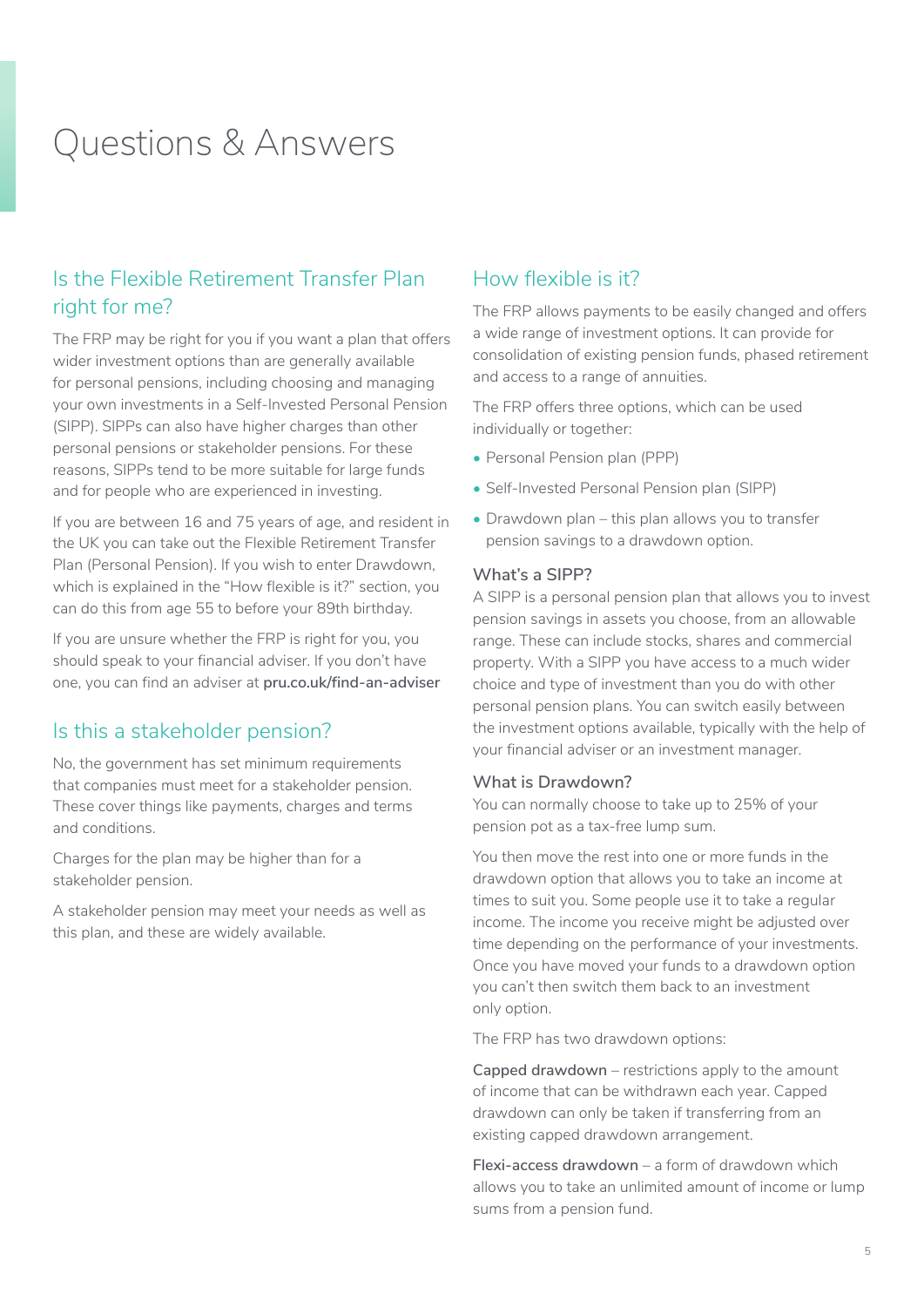# Questions & Answers

## Is the Flexible Retirement Transfer Plan right for me?

The FRP may be right for you if you want a plan that offers wider investment options than are generally available for personal pensions, including choosing and managing your own investments in a Self-Invested Personal Pension (SIPP). SIPPs can also have higher charges than other personal pensions or stakeholder pensions. For these reasons, SIPPs tend to be more suitable for large funds and for people who are experienced in investing.

If you are between 16 and 75 years of age, and resident in the UK you can take out the Flexible Retirement Transfer Plan (Personal Pension). If you wish to enter Drawdown, which is explained in the "How flexible is it?" section, you can do this from age 55 to before your 89th birthday.

If you are unsure whether the FRP is right for you, you should speak to your financial adviser. If you don't have one, you can find an adviser at **pru.co.uk/find-an-adviser**

## Is this a stakeholder pension?

No, the government has set minimum requirements that companies must meet for a stakeholder pension. These cover things like payments, charges and terms and conditions.

Charges for the plan may be higher than for a stakeholder pension.

A stakeholder pension may meet your needs as well as this plan, and these are widely available.

## How flexible is it?

The FRP allows payments to be easily changed and offers a wide range of investment options. It can provide for consolidation of existing pension funds, phased retirement and access to a range of annuities.

The FRP offers three options, which can be used individually or together:

- Personal Pension plan (PPP)
- Self-Invested Personal Pension plan (SIPP)
- Drawdown plan – this plan allows you to transfer pension savings to a drawdown option.

### What's a SIPP?

A SIPP is a personal pension plan that allows you to invest pension savings in assets you choose, from an allowable range. These can include stocks, shares and commercial property. With a SIPP you have access to a much wider choice and type of investment than you do with other personal pension plans. You can switch easily between the investment options available, typically with the help of your financial adviser or an investment manager.

### What is Drawdown?

You can normally choose to take up to 25% of your pension pot as a tax-free lump sum.

You then move the rest into one or more funds in the drawdown option that allows you to take an income at times to suit you. Some people use it to take a regular income. The income you receive might be adjusted over time depending on the performance of your investments. Once you have moved your funds to a drawdown option you can't then switch them back to an investment only option.

The FRP has two drawdown options:

**Capped drawdown** – restrictions apply to the amount of income that can be withdrawn each year. Capped drawdown can only be taken if transferring from an existing capped drawdown arrangement.

**Flexi-access drawdown** – a form of drawdown which allows you to take an unlimited amount of income or lump sums from a pension fund.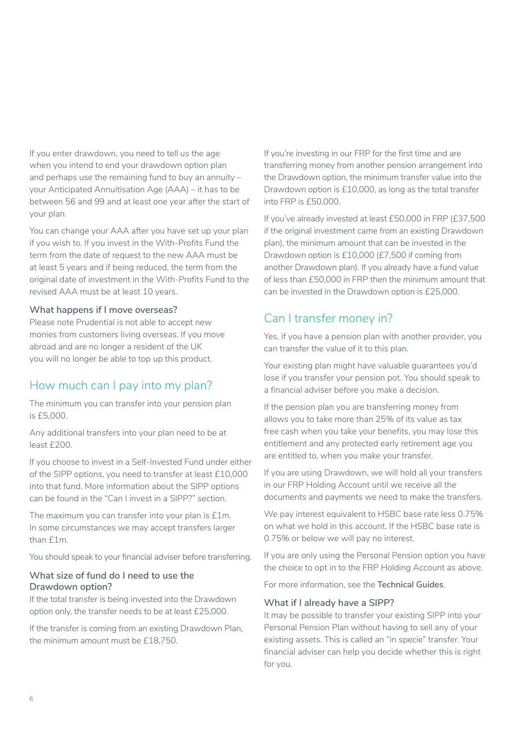If you enter drawdown, you need to tell us the age when you intend to end your drawdown option plan and perhaps use the remaining fund to buy an annuity – your Anticipated Annuitisation Age (AAA) – it has to be between 56 and 99 and at least one year after the start of your plan.

You can change your AAA after you have set up your plan if you wish to. If you invest in the With-Profits Fund the term from the date of request to the new AAA must be at least 5 years and if being reduced, the term from the original date of investment in the With-Profits Fund to the revised AAA must be at least 10 years.

### What happens if I move overseas?

Please note Prudential is not able to accept new monies from customers living overseas. If you move abroad and are no longer a resident of the UK you will no longer be able to top up this product.

## How much can I pay into my plan?

The minimum you can transfer into your pension plan is £5,000.

Any additional transfers into your plan need to be at least £200.

If you choose to invest in a Self-Invested Fund under either of the SIPP options, you need to transfer at least £10,000 into that fund. More information about the SIPP options can be found in the "Can I invest in a SIPP?" section.

The maximum you can transfer into your plan is £1m. In some circumstances we may accept transfers larger than £1m.

You should speak to your financial adviser before transferring.

### What size of fund do I need to use the Drawdown option?

If the total transfer is being invested into the Drawdown option only, the transfer needs to be at least £25,000.

If the transfer is coming from an existing Drawdown Plan, the minimum amount must be £18,750.

If you're investing in our FRP for the first time and are transferring money from another pension arrangement into the Drawdown option, the minimum transfer value into the Drawdown option is £10,000, as long as the total transfer into FRP is £50,000.

If you've already invested at least £50,000 in FRP (£37,500 if the original investment came from an existing Drawdown plan), the minimum amount that can be invested in the Drawdown option is £10,000 (£7,500 if coming from another Drawdown plan). If you already have a fund value of less than £50,000 in FRP then the minimum amount that can be invested in the Drawdown option is £25,000.

## Can I transfer money in?

Yes, if you have a pension plan with another provider, you can transfer the value of it to this plan.

Your existing plan might have valuable guarantees you'd lose if you transfer your pension pot. You should speak to a financial adviser before you make a decision.

If the pension plan you are transferring money from allows you to take more than 25% of its value as tax free cash when you take your benefits, you may lose this entitlement and any protected early retirement age you are entitled to, when you make your transfer.

If you are using Drawdown, we will hold all your transfers in our FRP Holding Account until we receive all the documents and payments we need to make the transfers.

We pay interest equivalent to HSBC base rate less 0.75% on what we hold in this account. If the HSBC base rate is 0.75% or below we will pay no interest.

If you are only using the Personal Pension option you have the choice to opt in to the FRP Holding Account as above.

For more information, see the **Technical Guides**.

### What if I already have a SIPP?

It may be possible to transfer your existing SIPP into your Personal Pension Plan without having to sell any of your existing assets. This is called an "in specie" transfer. Your financial adviser can help you decide whether this is right for you.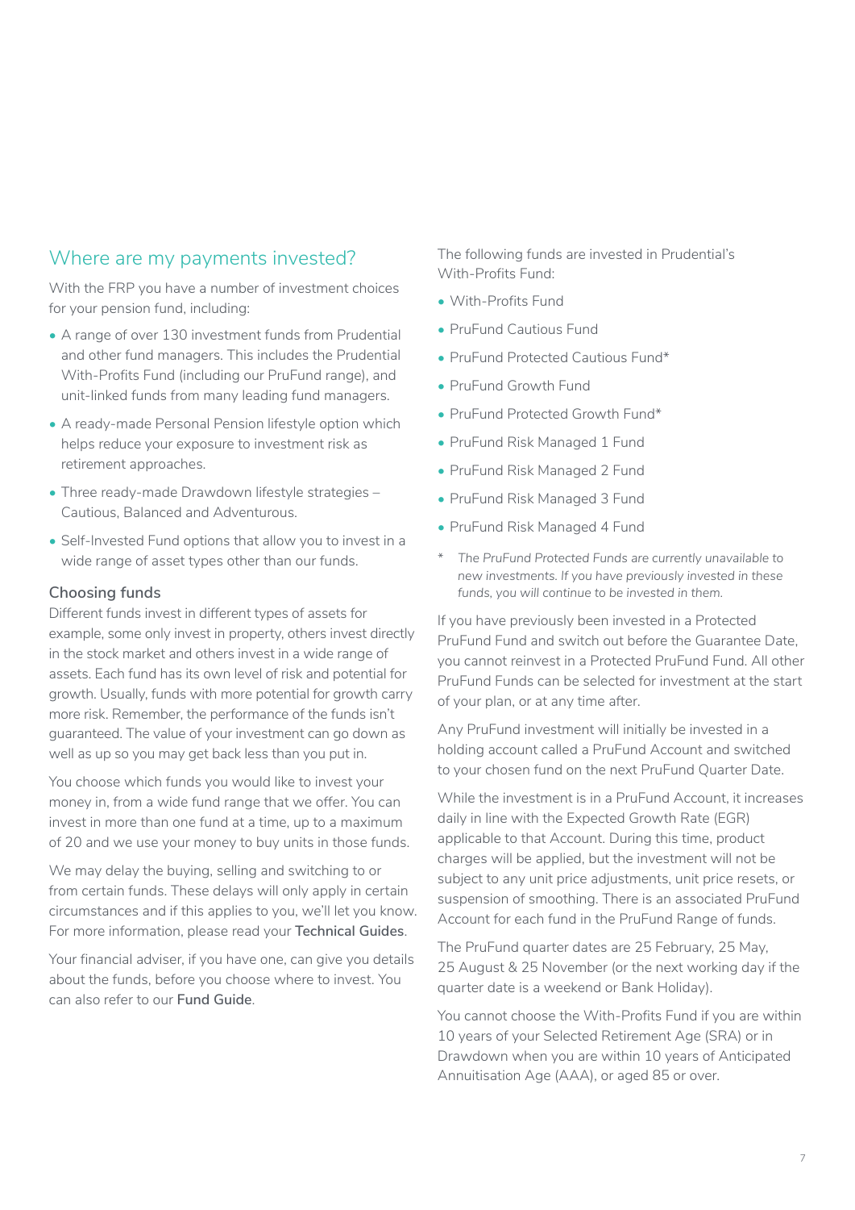## Where are my payments invested?

With the FRP you have a number of investment choices for your pension fund, including:

- A range of over 130 investment funds from Prudential and other fund managers. This includes the Prudential With-Profits Fund (including our PruFund range), and unit-linked funds from many leading fund managers.
- A ready-made Personal Pension lifestyle option which helps reduce your exposure to investment risk as retirement approaches.
- Three ready-made Drawdown lifestyle strategies – Cautious, Balanced and Adventurous.
- Self-Invested Fund options that allow you to invest in a wide range of asset types other than our funds.

### Choosing funds

Different funds invest in different types of assets for example, some only invest in property, others invest directly in the stock market and others invest in a wide range of assets. Each fund has its own level of risk and potential for growth. Usually, funds with more potential for growth carry more risk. Remember, the performance of the funds isn't guaranteed. The value of your investment can go down as well as up so you may get back less than you put in.

You choose which funds you would like to invest your money in, from a wide fund range that we offer. You can invest in more than one fund at a time, up to a maximum of 20 and we use your money to buy units in those funds.

We may delay the buying, selling and switching to or from certain funds. These delays will only apply in certain circumstances and if this applies to you, we'll let you know. For more information, please read your **Technical Guides**.

Your financial adviser, if you have one, can give you details about the funds, before you choose where to invest. You can also refer to our **Fund Guide**.

The following funds are invested in Prudential's With-Profits Fund:

- With-Profits Fund
- PruFund Cautious Fund
- PruFund Protected Cautious Fund*
- PruFund Growth Fund
- PruFund Protected Growth Fund*
- PruFund Risk Managed 1 Fund
- PruFund Risk Managed 2 Fund
- PruFund Risk Managed 3 Fund
- PruFund Risk Managed 4 Fund

\* *The PruFund Protected Funds are currently unavailable to new investments. If you have previously invested in these funds, you will continue to be invested in them.*

If you have previously been invested in a Protected PruFund Fund and switch out before the Guarantee Date, you cannot reinvest in a Protected PruFund Fund. All other PruFund Funds can be selected for investment at the start of your plan, or at any time after.

Any PruFund investment will initially be invested in a holding account called a PruFund Account and switched to your chosen fund on the next PruFund Quarter Date.

While the investment is in a PruFund Account, it increases daily in line with the Expected Growth Rate (EGR) applicable to that Account. During this time, product charges will be applied, but the investment will not be subject to any unit price adjustments, unit price resets, or suspension of smoothing. There is an associated PruFund Account for each fund in the PruFund Range of funds.

The PruFund quarter dates are 25 February, 25 May, 25 August & 25 November (or the next working day if the quarter date is a weekend or Bank Holiday).

You cannot choose the With-Profits Fund if you are within 10 years of your Selected Retirement Age (SRA) or in Drawdown when you are within 10 years of Anticipated Annuitisation Age (AAA), or aged 85 or over.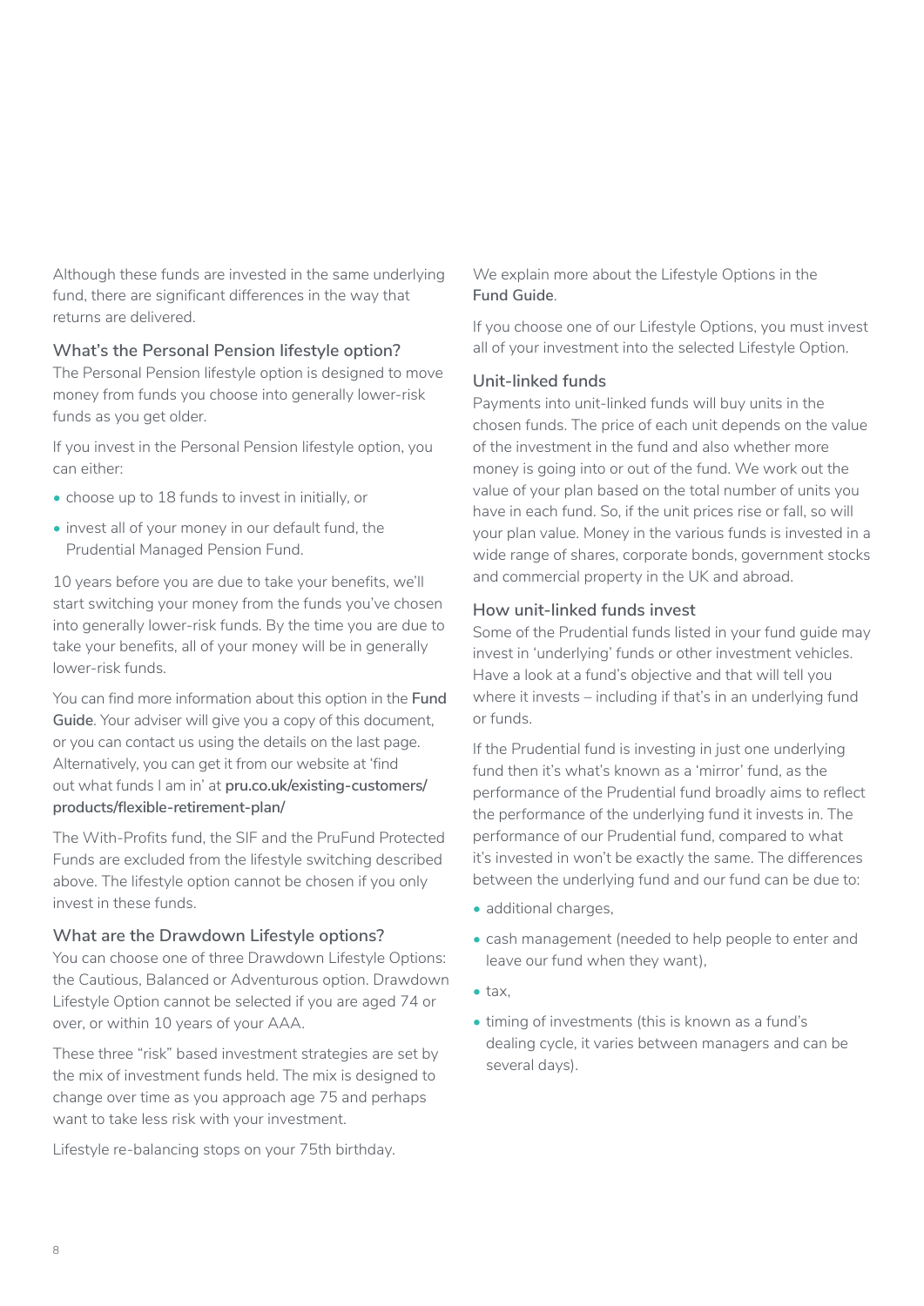Although these funds are invested in the same underlying fund, there are significant differences in the way that returns are delivered.

### What's the Personal Pension lifestyle option?

The Personal Pension lifestyle option is designed to move money from funds you choose into generally lower-risk funds as you get older.

If you invest in the Personal Pension lifestyle option, you can either:

- choose up to 18 funds to invest in initially, or
- invest all of your money in our default fund, the Prudential Managed Pension Fund.

10 years before you are due to take your benefits, we'll start switching your money from the funds you've chosen into generally lower-risk funds. By the time you are due to take your benefits, all of your money will be in generally lower-risk funds.

You can find more information about this option in the **Fund Guide**. Your adviser will give you a copy of this document, or you can contact us using the details on the last page. Alternatively, you can get it from our website at 'find out what funds I am in' at **pru.co.uk/existing-customers/products/flexible-retirement-plan/**

The With-Profits fund, the SIF and the PruFund Protected Funds are excluded from the lifestyle switching described above. The lifestyle option cannot be chosen if you only invest in these funds.

### What are the Drawdown Lifestyle options?

You can choose one of three Drawdown Lifestyle Options: the Cautious, Balanced or Adventurous option. Drawdown Lifestyle Option cannot be selected if you are aged 74 or over, or within 10 years of your AAA.

These three "risk" based investment strategies are set by the mix of investment funds held. The mix is designed to change over time as you approach age 75 and perhaps want to take less risk with your investment.

Lifestyle re-balancing stops on your 75th birthday.

We explain more about the Lifestyle Options in the **Fund Guide**.

If you choose one of our Lifestyle Options, you must invest all of your investment into the selected Lifestyle Option.

### Unit-linked funds

Payments into unit-linked funds will buy units in the chosen funds. The price of each unit depends on the value of the investment in the fund and also whether more money is going into or out of the fund. We work out the value of your plan based on the total number of units you have in each fund. So, if the unit prices rise or fall, so will your plan value. Money in the various funds is invested in a wide range of shares, corporate bonds, government stocks and commercial property in the UK and abroad.

### How unit-linked funds invest

Some of the Prudential funds listed in your fund guide may invest in 'underlying' funds or other investment vehicles. Have a look at a fund's objective and that will tell you where it invests – including if that's in an underlying fund or funds.

If the Prudential fund is investing in just one underlying fund then it's what's known as a 'mirror' fund, as the performance of the Prudential fund broadly aims to reflect the performance of the underlying fund it invests in. The performance of our Prudential fund, compared to what it's invested in won't be exactly the same. The differences between the underlying fund and our fund can be due to:

- additional charges,
- cash management (needed to help people to enter and leave our fund when they want),
- tax,
- timing of investments (this is known as a fund's dealing cycle, it varies between managers and can be several days).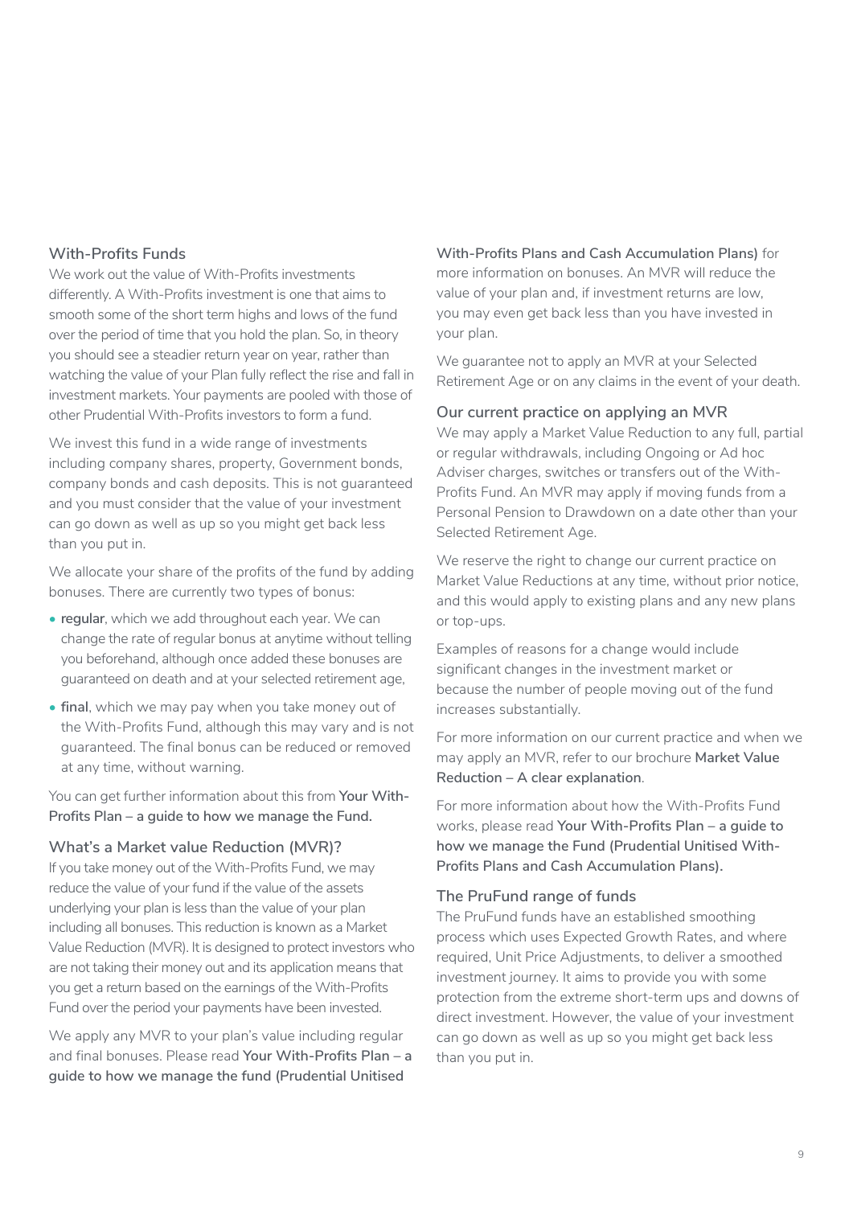## With-Profits Funds

We work out the value of With-Profits investments differently. A With-Profits investment is one that aims to smooth some of the short term highs and lows of the fund over the period of time that you hold the plan. So, in theory you should see a steadier return year on year, rather than watching the value of your Plan fully reflect the rise and fall in investment markets. Your payments are pooled with those of other Prudential With-Profits investors to form a fund.

We invest this fund in a wide range of investments including company shares, property, Government bonds, company bonds and cash deposits. This is not guaranteed and you must consider that the value of your investment can go down as well as up so you might get back less than you put in.

We allocate your share of the profits of the fund by adding bonuses. There are currently two types of bonus:

- **regular**, which we add throughout each year. We can change the rate of regular bonus at anytime without telling you beforehand, although once added these bonuses are guaranteed on death and at your selected retirement age,
- **final**, which we may pay when you take money out of the With-Profits Fund, although this may vary and is not guaranteed. The final bonus can be reduced or removed at any time, without warning.

You can get further information about this from **Your With-Profits Plan – a guide to how we manage the Fund.**

## What's a Market value Reduction (MVR)?

If you take money out of the With-Profits Fund, we may reduce the value of your fund if the value of the assets underlying your plan is less than the value of your plan including all bonuses. This reduction is known as a Market Value Reduction (MVR). It is designed to protect investors who are not taking their money out and its application means that you get a return based on the earnings of the With-Profits Fund over the period your payments have been invested.

We apply any MVR to your plan's value including regular and final bonuses. Please read **Your With-Profits Plan – a guide to how we manage the fund (Prudential Unitised With-Profits Plans and Cash Accumulation Plans)** for more information on bonuses. An MVR will reduce the value of your plan and, if investment returns are low, you may even get back less than you have invested in your plan.

We guarantee not to apply an MVR at your Selected Retirement Age or on any claims in the event of your death.

## Our current practice on applying an MVR

We may apply a Market Value Reduction to any full, partial or regular withdrawals, including Ongoing or Ad hoc Adviser charges, switches or transfers out of the With-Profits Fund. An MVR may apply if moving funds from a Personal Pension to Drawdown on a date other than your Selected Retirement Age.

We reserve the right to change our current practice on Market Value Reductions at any time, without prior notice, and this would apply to existing plans and any new plans or top-ups.

Examples of reasons for a change would include significant changes in the investment market or because the number of people moving out of the fund increases substantially.

For more information on our current practice and when we may apply an MVR, refer to our brochure **Market Value Reduction – A clear explanation**.

For more information about how the With-Profits Fund works, please read **Your With-Profits Plan – a guide to how we manage the Fund (Prudential Unitised With-Profits Plans and Cash Accumulation Plans).**

## The PruFund range of funds

The PruFund funds have an established smoothing process which uses Expected Growth Rates, and where required, Unit Price Adjustments, to deliver a smoothed investment journey. It aims to provide you with some protection from the extreme short-term ups and downs of direct investment. However, the value of your investment can go down as well as up so you might get back less than you put in.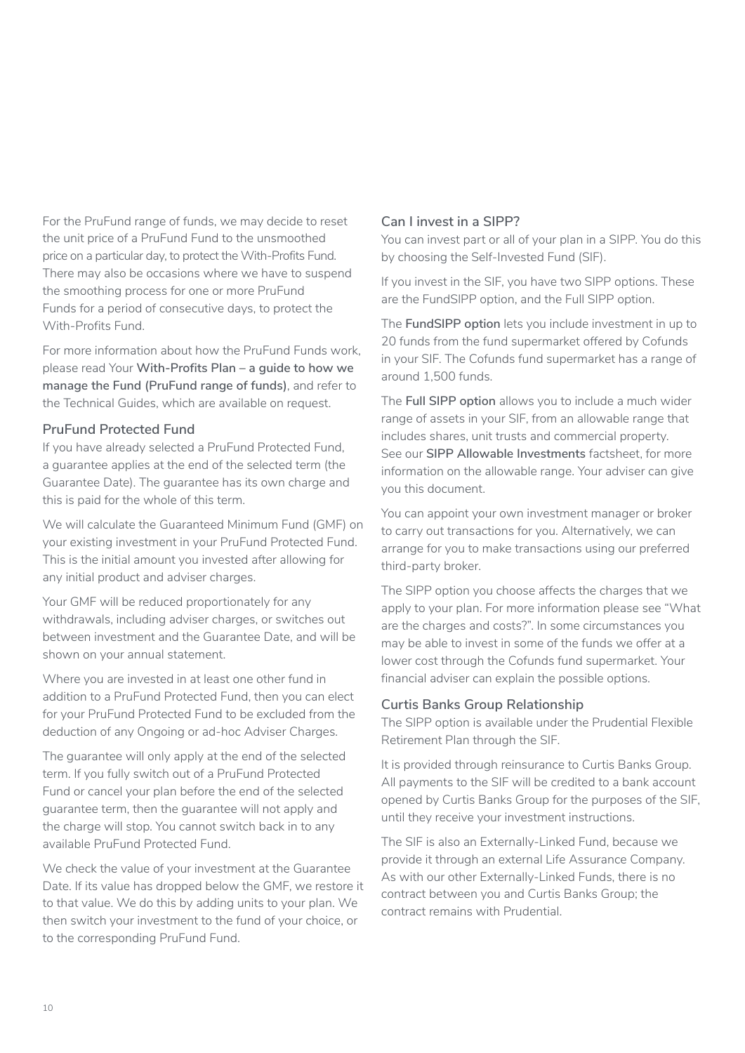For the PruFund range of funds, we may decide to reset the unit price of a PruFund Fund to the unsmoothed price on a particular day, to protect the With-Profits Fund. There may also be occasions where we have to suspend the smoothing process for one or more PruFund Funds for a period of consecutive days, to protect the With-Profits Fund.

For more information about how the PruFund Funds work, please read Your **With-Profits Plan – a guide to how we manage the Fund (PruFund range of funds)**, and refer to the Technical Guides, which are available on request.

### PruFund Protected Fund

If you have already selected a PruFund Protected Fund, a guarantee applies at the end of the selected term (the Guarantee Date). The guarantee has its own charge and this is paid for the whole of this term.

We will calculate the Guaranteed Minimum Fund (GMF) on your existing investment in your PruFund Protected Fund. This is the initial amount you invested after allowing for any initial product and adviser charges.

Your GMF will be reduced proportionately for any withdrawals, including adviser charges, or switches out between investment and the Guarantee Date, and will be shown on your annual statement.

Where you are invested in at least one other fund in addition to a PruFund Protected Fund, then you can elect for your PruFund Protected Fund to be excluded from the deduction of any Ongoing or ad-hoc Adviser Charges.

The guarantee will only apply at the end of the selected term. If you fully switch out of a PruFund Protected Fund or cancel your plan before the end of the selected guarantee term, then the guarantee will not apply and the charge will stop. You cannot switch back in to any available PruFund Protected Fund.

We check the value of your investment at the Guarantee Date. If its value has dropped below the GMF, we restore it to that value. We do this by adding units to your plan. We then switch your investment to the fund of your choice, or to the corresponding PruFund Fund.

### Can I invest in a SIPP?

You can invest part or all of your plan in a SIPP. You do this by choosing the Self-Invested Fund (SIF).

If you invest in the SIF, you have two SIPP options. These are the FundSIPP option, and the Full SIPP option.

The **FundSIPP option** lets you include investment in up to 20 funds from the fund supermarket offered by Cofunds in your SIF. The Cofunds fund supermarket has a range of around 1,500 funds.

The **Full SIPP option** allows you to include a much wider range of assets in your SIF, from an allowable range that includes shares, unit trusts and commercial property. See our **SIPP Allowable Investments** factsheet, for more information on the allowable range. Your adviser can give you this document.

You can appoint your own investment manager or broker to carry out transactions for you. Alternatively, we can arrange for you to make transactions using our preferred third-party broker.

The SIPP option you choose affects the charges that we apply to your plan. For more information please see “What are the charges and costs?”. In some circumstances you may be able to invest in some of the funds we offer at a lower cost through the Cofunds fund supermarket. Your financial adviser can explain the possible options.

### Curtis Banks Group Relationship

The SIPP option is available under the Prudential Flexible Retirement Plan through the SIF.

It is provided through reinsurance to Curtis Banks Group. All payments to the SIF will be credited to a bank account opened by Curtis Banks Group for the purposes of the SIF, until they receive your investment instructions.

The SIF is also an Externally-Linked Fund, because we provide it through an external Life Assurance Company. As with our other Externally-Linked Funds, there is no contract between you and Curtis Banks Group; the contract remains with Prudential.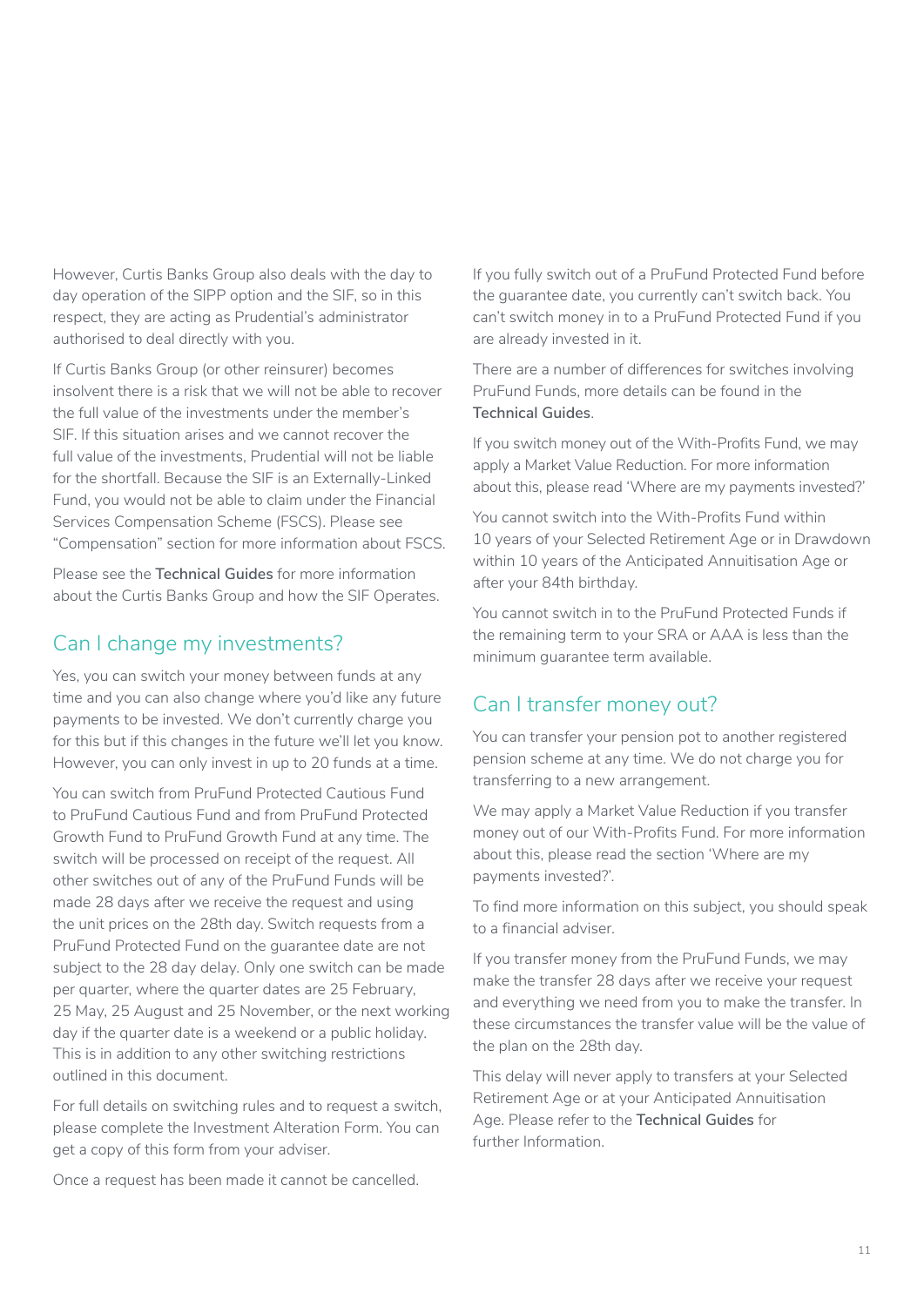However, Curtis Banks Group also deals with the day to day operation of the SIPP option and the SIF, so in this respect, they are acting as Prudential's administrator authorised to deal directly with you.

If Curtis Banks Group (or other reinsurer) becomes insolvent there is a risk that we will not be able to recover the full value of the investments under the member's SIF. If this situation arises and we cannot recover the full value of the investments, Prudential will not be liable for the shortfall. Because the SIF is an Externally-Linked Fund, you would not be able to claim under the Financial Services Compensation Scheme (FSCS). Please see "Compensation" section for more information about FSCS.

Please see the **Technical Guides** for more information about the Curtis Banks Group and how the SIF Operates.

## Can I change my investments?

Yes, you can switch your money between funds at any time and you can also change where you'd like any future payments to be invested. We don't currently charge you for this but if this changes in the future we'll let you know. However, you can only invest in up to 20 funds at a time.

You can switch from PruFund Protected Cautious Fund to PruFund Cautious Fund and from PruFund Protected Growth Fund to PruFund Growth Fund at any time. The switch will be processed on receipt of the request. All other switches out of any of the PruFund Funds will be made 28 days after we receive the request and using the unit prices on the 28th day. Switch requests from a PruFund Protected Fund on the guarantee date are not subject to the 28 day delay. Only one switch can be made per quarter, where the quarter dates are 25 February, 25 May, 25 August and 25 November, or the next working day if the quarter date is a weekend or a public holiday. This is in addition to any other switching restrictions outlined in this document.

For full details on switching rules and to request a switch, please complete the Investment Alteration Form. You can get a copy of this form from your adviser.

Once a request has been made it cannot be cancelled.

If you fully switch out of a PruFund Protected Fund before the guarantee date, you currently can't switch back. You can't switch money in to a PruFund Protected Fund if you are already invested in it.

There are a number of differences for switches involving PruFund Funds, more details can be found in the **Technical Guides**.

If you switch money out of the With-Profits Fund, we may apply a Market Value Reduction. For more information about this, please read 'Where are my payments invested?'

You cannot switch into the With-Profits Fund within 10 years of your Selected Retirement Age or in Drawdown within 10 years of the Anticipated Annuitisation Age or after your 84th birthday.

You cannot switch in to the PruFund Protected Funds if the remaining term to your SRA or AAA is less than the minimum guarantee term available.

## Can I transfer money out?

You can transfer your pension pot to another registered pension scheme at any time. We do not charge you for transferring to a new arrangement.

We may apply a Market Value Reduction if you transfer money out of our With-Profits Fund. For more information about this, please read the section 'Where are my payments invested?'.

To find more information on this subject, you should speak to a financial adviser.

If you transfer money from the PruFund Funds, we may make the transfer 28 days after we receive your request and everything we need from you to make the transfer. In these circumstances the transfer value will be the value of the plan on the 28th day.

This delay will never apply to transfers at your Selected Retirement Age or at your Anticipated Annuitisation Age. Please refer to the **Technical Guides** for further Information.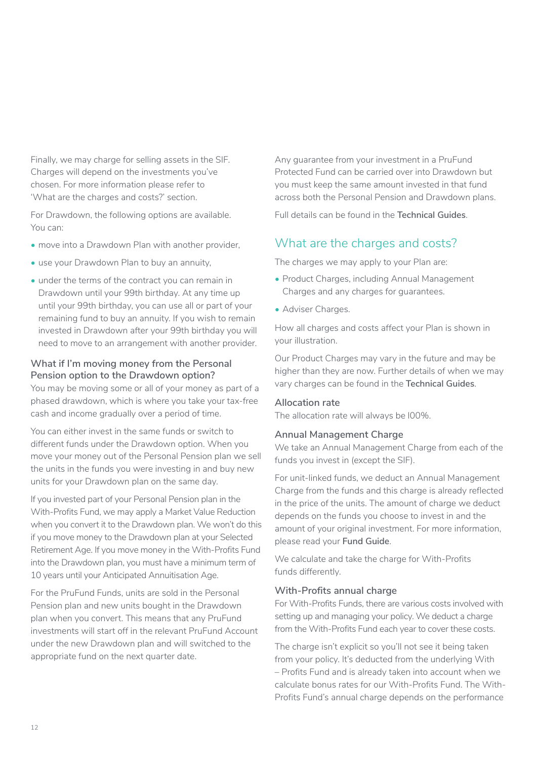Finally, we may charge for selling assets in the SIF. Charges will depend on the investments you've chosen. For more information please refer to 'What are the charges and costs?' section.

For Drawdown, the following options are available. You can:

- move into a Drawdown Plan with another provider,
- use your Drawdown Plan to buy an annuity,
- under the terms of the contract you can remain in Drawdown until your 99th birthday. At any time up until your 99th birthday, you can use all or part of your remaining fund to buy an annuity. If you wish to remain invested in Drawdown after your 99th birthday you will need to move to an arrangement with another provider.

### What if I'm moving money from the Personal Pension option to the Drawdown option?

You may be moving some or all of your money as part of a phased drawdown, which is where you take your tax-free cash and income gradually over a period of time.

You can either invest in the same funds or switch to different funds under the Drawdown option. When you move your money out of the Personal Pension plan we sell the units in the funds you were investing in and buy new units for your Drawdown plan on the same day.

If you invested part of your Personal Pension plan in the With-Profits Fund, we may apply a Market Value Reduction when you convert it to the Drawdown plan. We won't do this if you move money to the Drawdown plan at your Selected Retirement Age. If you move money in the With-Profits Fund into the Drawdown plan, you must have a minimum term of 10 years until your Anticipated Annuitisation Age.

For the PruFund Funds, units are sold in the Personal Pension plan and new units bought in the Drawdown plan when you convert. This means that any PruFund investments will start off in the relevant PruFund Account under the new Drawdown plan and will switched to the appropriate fund on the next quarter date.

Any guarantee from your investment in a PruFund Protected Fund can be carried over into Drawdown but you must keep the same amount invested in that fund across both the Personal Pension and Drawdown plans.

Full details can be found in the **Technical Guides**.

## What are the charges and costs?

The charges we may apply to your Plan are:

- Product Charges, including Annual Management Charges and any charges for guarantees.
- Adviser Charges.

How all charges and costs affect your Plan is shown in your illustration.

Our Product Charges may vary in the future and may be higher than they are now. Further details of when we may vary charges can be found in the **Technical Guides**.

### Allocation rate

The allocation rate will always be 100%.

### Annual Management Charge

We take an Annual Management Charge from each of the funds you invest in (except the SIF).

For unit-linked funds, we deduct an Annual Management Charge from the funds and this charge is already reflected in the price of the units. The amount of charge we deduct depends on the funds you choose to invest in and the amount of your original investment. For more information, please read your **Fund Guide**.

We calculate and take the charge for With-Profits funds differently.

### With-Profits annual charge

For With-Profits Funds, there are various costs involved with setting up and managing your policy. We deduct a charge from the With-Profits Fund each year to cover these costs.

The charge isn't explicit so you'll not see it being taken from your policy. It's deducted from the underlying With – Profits Fund and is already taken into account when we calculate bonus rates for our With-Profits Fund. The With-Profits Fund's annual charge depends on the performance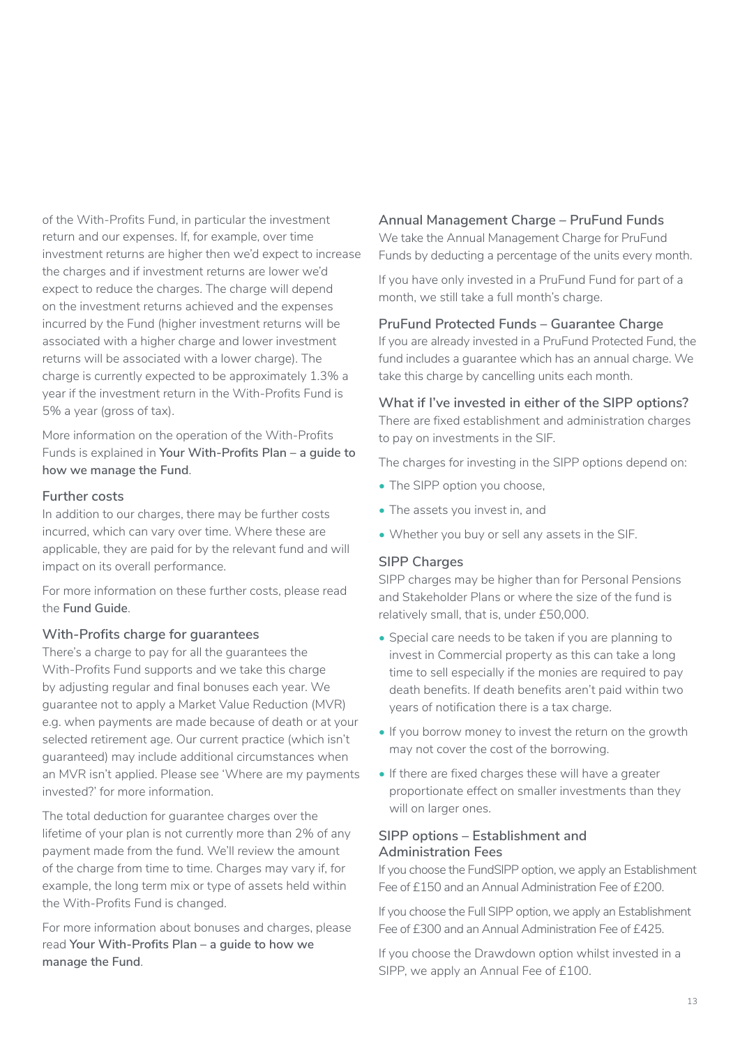of the With-Profits Fund, in particular the investment return and our expenses. If, for example, over time investment returns are higher then we'd expect to increase the charges and if investment returns are lower we'd expect to reduce the charges. The charge will depend on the investment returns achieved and the expenses incurred by the Fund (higher investment returns will be associated with a higher charge and lower investment returns will be associated with a lower charge). The charge is currently expected to be approximately 1.3% a year if the investment return in the With-Profits Fund is 5% a year (gross of tax).

More information on the operation of the With-Profits Funds is explained in **Your With-Profits Plan – a guide to how we manage the Fund**.

### Further costs

In addition to our charges, there may be further costs incurred, which can vary over time. Where these are applicable, they are paid for by the relevant fund and will impact on its overall performance.

For more information on these further costs, please read the **Fund Guide**.

### With-Profits charge for guarantees

There's a charge to pay for all the guarantees the With-Profits Fund supports and we take this charge by adjusting regular and final bonuses each year. We guarantee not to apply a Market Value Reduction (MVR) e.g. when payments are made because of death or at your selected retirement age. Our current practice (which isn't guaranteed) may include additional circumstances when an MVR isn't applied. Please see 'Where are my payments invested?' for more information.

The total deduction for guarantee charges over the lifetime of your plan is not currently more than 2% of any payment made from the fund. We'll review the amount of the charge from time to time. Charges may vary if, for example, the long term mix or type of assets held within the With-Profits Fund is changed.

For more information about bonuses and charges, please read **Your With-Profits Plan – a guide to how we manage the Fund**.

### Annual Management Charge – PruFund Funds

We take the Annual Management Charge for PruFund Funds by deducting a percentage of the units every month.

If you have only invested in a PruFund Fund for part of a month, we still take a full month's charge.

### PruFund Protected Funds – Guarantee Charge

If you are already invested in a PruFund Protected Fund, the fund includes a guarantee which has an annual charge. We take this charge by cancelling units each month.

### What if I've invested in either of the SIPP options?

There are fixed establishment and administration charges to pay on investments in the SIF.

The charges for investing in the SIPP options depend on:

- The SIPP option you choose,
- The assets you invest in, and
- Whether you buy or sell any assets in the SIF.

### SIPP Charges

SIPP charges may be higher than for Personal Pensions and Stakeholder Plans or where the size of the fund is relatively small, that is, under £50,000.

- Special care needs to be taken if you are planning to invest in Commercial property as this can take a long time to sell especially if the monies are required to pay death benefits. If death benefits aren't paid within two years of notification there is a tax charge.
- If you borrow money to invest the return on the growth may not cover the cost of the borrowing.
- If there are fixed charges these will have a greater proportionate effect on smaller investments than they will on larger ones.

### SIPP options – Establishment and Administration Fees

If you choose the FundSIPP option, we apply an Establishment Fee of £150 and an Annual Administration Fee of £200.

If you choose the Full SIPP option, we apply an Establishment Fee of £300 and an Annual Administration Fee of £425.

If you choose the Drawdown option whilst invested in a SIPP, we apply an Annual Fee of £100.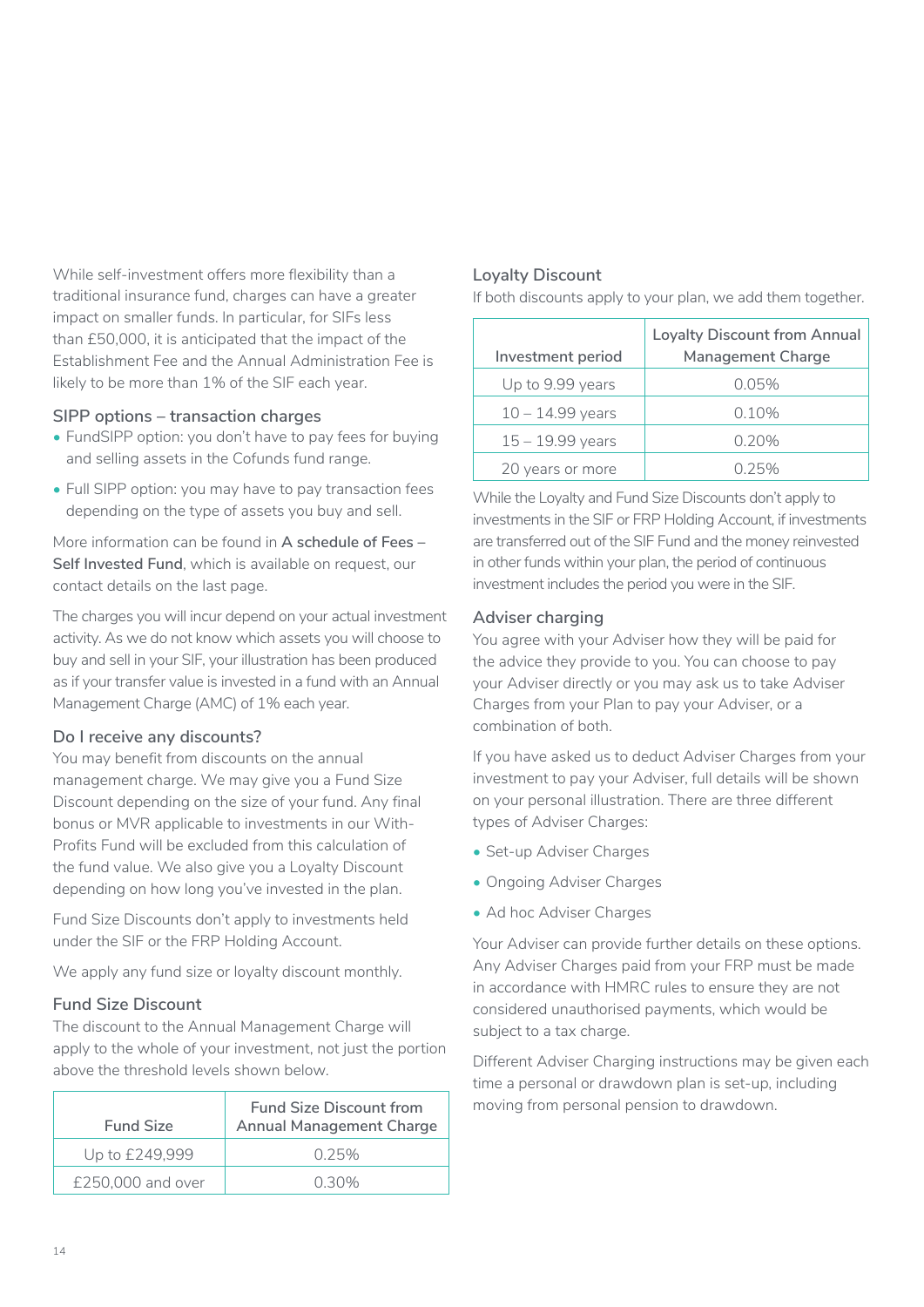While self-investment offers more flexibility than a traditional insurance fund, charges can have a greater impact on smaller funds. In particular, for SIFs less than £50,000, it is anticipated that the impact of the Establishment Fee and the Annual Administration Fee is likely to be more than 1% of the SIF each year.

### SIPP options – transaction charges

- FundSIPP option: you don't have to pay fees for buying and selling assets in the Cofunds fund range.
- Full SIPP option: you may have to pay transaction fees depending on the type of assets you buy and sell.

More information can be found in **A schedule of Fees – Self Invested Fund**, which is available on request, our contact details on the last page.

The charges you will incur depend on your actual investment activity. As we do not know which assets you will choose to buy and sell in your SIF, your illustration has been produced as if your transfer value is invested in a fund with an Annual Management Charge (AMC) of 1% each year.

### Do I receive any discounts?

You may benefit from discounts on the annual management charge. We may give you a Fund Size Discount depending on the size of your fund. Any final bonus or MVR applicable to investments in our With-Profits Fund will be excluded from this calculation of the fund value. We also give you a Loyalty Discount depending on how long you've invested in the plan.

Fund Size Discounts don't apply to investments held under the SIF or the FRP Holding Account.

We apply any fund size or loyalty discount monthly.

### Fund Size Discount

The discount to the Annual Management Charge will apply to the whole of your investment, not just the portion above the threshold levels shown below.

| Fund Size | Fund Size Discount from Annual Management Charge |
|---|---|
| Up to £249,999 | 0.25% |
| £250,000 and over | 0.30% |

### Loyalty Discount

If both discounts apply to your plan, we add them together.

| Investment period | Loyalty Discount from Annual Management Charge |
|---|---|
| Up to 9.99 years | 0.05% |
| 10 – 14.99 years | 0.10% |
| 15 – 19.99 years | 0.20% |
| 20 years or more | 0.25% |

While the Loyalty and Fund Size Discounts don't apply to investments in the SIF or FRP Holding Account, if investments are transferred out of the SIF Fund and the money reinvested in other funds within your plan, the period of continuous investment includes the period you were in the SIF.

### Adviser charging

You agree with your Adviser how they will be paid for the advice they provide to you. You can choose to pay your Adviser directly or you may ask us to take Adviser Charges from your Plan to pay your Adviser, or a combination of both.

If you have asked us to deduct Adviser Charges from your investment to pay your Adviser, full details will be shown on your personal illustration. There are three different types of Adviser Charges:

- Set-up Adviser Charges
- Ongoing Adviser Charges
- Ad hoc Adviser Charges

Your Adviser can provide further details on these options. Any Adviser Charges paid from your FRP must be made in accordance with HMRC rules to ensure they are not considered unauthorised payments, which would be subject to a tax charge.

Different Adviser Charging instructions may be given each time a personal or drawdown plan is set-up, including moving from personal pension to drawdown.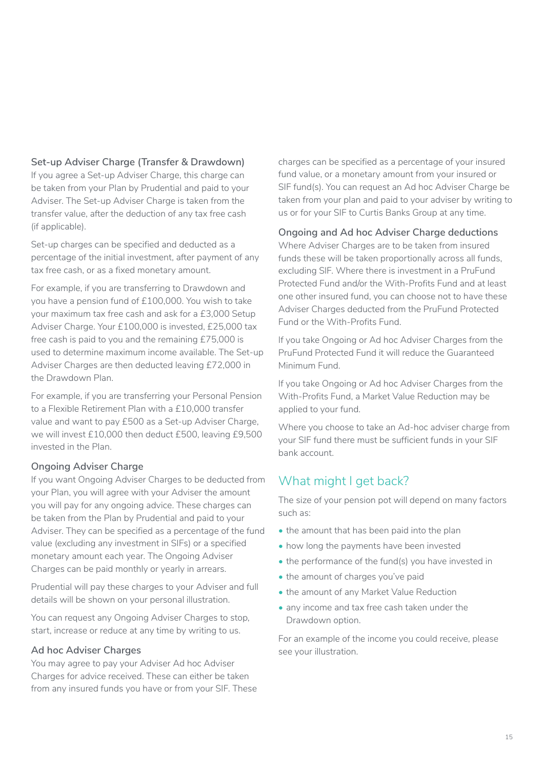### Set-up Adviser Charge (Transfer & Drawdown)

If you agree a Set-up Adviser Charge, this charge can be taken from your Plan by Prudential and paid to your Adviser. The Set-up Adviser Charge is taken from the transfer value, after the deduction of any tax free cash (if applicable).

Set-up charges can be specified and deducted as a percentage of the initial investment, after payment of any tax free cash, or as a fixed monetary amount.

For example, if you are transferring to Drawdown and you have a pension fund of £100,000. You wish to take your maximum tax free cash and ask for a £3,000 Setup Adviser Charge. Your £100,000 is invested, £25,000 tax free cash is paid to you and the remaining £75,000 is used to determine maximum income available. The Set-up Adviser Charges are then deducted leaving £72,000 in the Drawdown Plan.

For example, if you are transferring your Personal Pension to a Flexible Retirement Plan with a £10,000 transfer value and want to pay £500 as a Set-up Adviser Charge, we will invest £10,000 then deduct £500, leaving £9,500 invested in the Plan.

### Ongoing Adviser Charge

If you want Ongoing Adviser Charges to be deducted from your Plan, you will agree with your Adviser the amount you will pay for any ongoing advice. These charges can be taken from the Plan by Prudential and paid to your Adviser. They can be specified as a percentage of the fund value (excluding any investment in SIFs) or a specified monetary amount each year. The Ongoing Adviser Charges can be paid monthly or yearly in arrears.

Prudential will pay these charges to your Adviser and full details will be shown on your personal illustration.

You can request any Ongoing Adviser Charges to stop, start, increase or reduce at any time by writing to us.

### Ad hoc Adviser Charges

You may agree to pay your Adviser Ad hoc Adviser Charges for advice received. These can either be taken from any insured funds you have or from your SIF. These charges can be specified as a percentage of your insured fund value, or a monetary amount from your insured or SIF fund(s). You can request an Ad hoc Adviser Charge be taken from your plan and paid to your adviser by writing to us or for your SIF to Curtis Banks Group at any time.

### Ongoing and Ad hoc Adviser Charge deductions

Where Adviser Charges are to be taken from insured funds these will be taken proportionally across all funds, excluding SIF. Where there is investment in a PruFund Protected Fund and/or the With-Profits Fund and at least one other insured fund, you can choose not to have these Adviser Charges deducted from the PruFund Protected Fund or the With-Profits Fund.

If you take Ongoing or Ad hoc Adviser Charges from the PruFund Protected Fund it will reduce the Guaranteed Minimum Fund.

If you take Ongoing or Ad hoc Adviser Charges from the With-Profits Fund, a Market Value Reduction may be applied to your fund.

Where you choose to take an Ad-hoc adviser charge from your SIF fund there must be sufficient funds in your SIF bank account.

## What might I get back?

The size of your pension pot will depend on many factors such as:

- the amount that has been paid into the plan
- how long the payments have been invested
- the performance of the fund(s) you have invested in
- the amount of charges you've paid
- the amount of any Market Value Reduction
- any income and tax free cash taken under the Drawdown option.

For an example of the income you could receive, please see your illustration.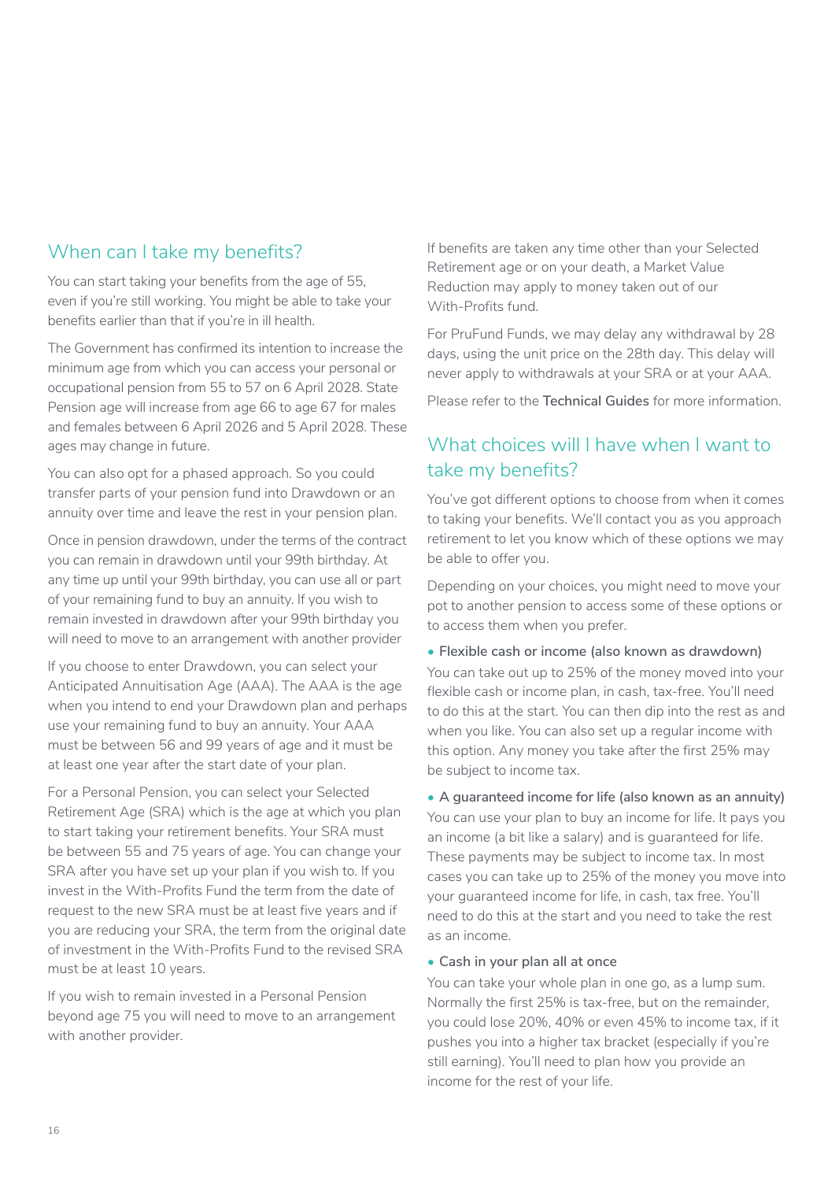## When can I take my benefits?

You can start taking your benefits from the age of 55, even if you're still working. You might be able to take your benefits earlier than that if you're in ill health.

The Government has confirmed its intention to increase the minimum age from which you can access your personal or occupational pension from 55 to 57 on 6 April 2028. State Pension age will increase from age 66 to age 67 for males and females between 6 April 2026 and 5 April 2028. These ages may change in future.

You can also opt for a phased approach. So you could transfer parts of your pension fund into Drawdown or an annuity over time and leave the rest in your pension plan.

Once in pension drawdown, under the terms of the contract you can remain in drawdown until your 99th birthday. At any time up until your 99th birthday, you can use all or part of your remaining fund to buy an annuity. If you wish to remain invested in drawdown after your 99th birthday you will need to move to an arrangement with another provider

If you choose to enter Drawdown, you can select your Anticipated Annuitisation Age (AAA). The AAA is the age when you intend to end your Drawdown plan and perhaps use your remaining fund to buy an annuity. Your AAA must be between 56 and 99 years of age and it must be at least one year after the start date of your plan.

For a Personal Pension, you can select your Selected Retirement Age (SRA) which is the age at which you plan to start taking your retirement benefits. Your SRA must be between 55 and 75 years of age. You can change your SRA after you have set up your plan if you wish to. If you invest in the With-Profits Fund the term from the date of request to the new SRA must be at least five years and if you are reducing your SRA, the term from the original date of investment in the With-Profits Fund to the revised SRA must be at least 10 years.

If you wish to remain invested in a Personal Pension beyond age 75 you will need to move to an arrangement with another provider.

If benefits are taken any time other than your Selected Retirement age or on your death, a Market Value Reduction may apply to money taken out of our With-Profits fund.

For PruFund Funds, we may delay any withdrawal by 28 days, using the unit price on the 28th day. This delay will never apply to withdrawals at your SRA or at your AAA.

Please refer to the **Technical Guides** for more information.

## What choices will I have when I want to take my benefits?

You've got different options to choose from when it comes to taking your benefits. We'll contact you as you approach retirement to let you know which of these options we may be able to offer you.

Depending on your choices, you might need to move your pot to another pension to access some of these options or to access them when you prefer.

- **Flexible cash or income (also known as drawdown)**
  You can take out up to 25% of the money moved into your flexible cash or income plan, in cash, tax-free. You'll need to do this at the start. You can then dip into the rest as and when you like. You can also set up a regular income with this option. Any money you take after the first 25% may be subject to income tax.

- **A guaranteed income for life (also known as an annuity)**
  You can use your plan to buy an income for life. It pays you an income (a bit like a salary) and is guaranteed for life. These payments may be subject to income tax. In most cases you can take up to 25% of the money you move into your guaranteed income for life, in cash, tax free. You'll need to do this at the start and you need to take the rest as an income.

- **Cash in your plan all at once**
  You can take your whole plan in one go, as a lump sum. Normally the first 25% is tax-free, but on the remainder, you could lose 20%, 40% or even 45% to income tax, if it pushes you into a higher tax bracket (especially if you're still earning). You'll need to plan how you provide an income for the rest of your life.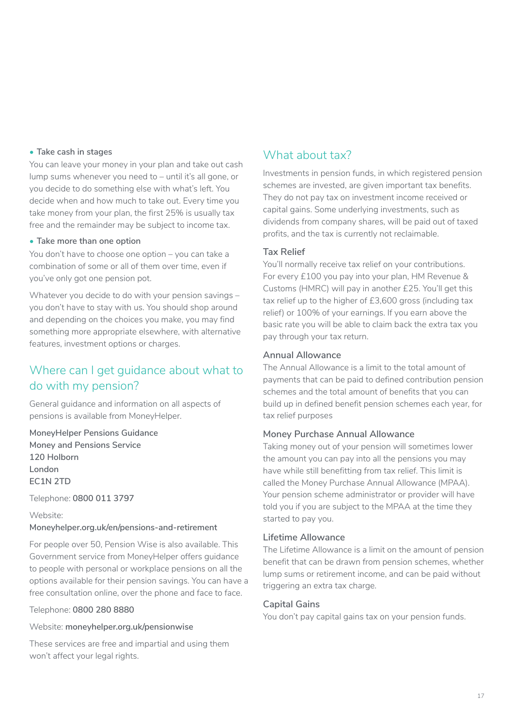- **Take cash in stages**

You can leave your money in your plan and take out cash lump sums whenever you need to – until it's all gone, or you decide to do something else with what's left. You decide when and how much to take out. Every time you take money from your plan, the first 25% is usually tax free and the remainder may be subject to income tax.

- **Take more than one option**

You don't have to choose one option – you can take a combination of some or all of them over time, even if you've only got one pension pot.

Whatever you decide to do with your pension savings – you don't have to stay with us. You should shop around and depending on the choices you make, you may find something more appropriate elsewhere, with alternative features, investment options or charges.

## Where can I get guidance about what to do with my pension?

General guidance and information on all aspects of pensions is available from MoneyHelper.

MoneyHelper Pensions Guidance
Money and Pensions Service
120 Holborn
London
EC1N 2TD

Telephone: **0800 011 3797**

Website:
**Moneyhelper.org.uk/en/pensions-and-retirement**

For people over 50, Pension Wise is also available. This Government service from MoneyHelper offers guidance to people with personal or workplace pensions on all the options available for their pension savings. You can have a free consultation online, over the phone and face to face.

Telephone: **0800 280 8880**

Website: **moneyhelper.org.uk/pensionwise**

These services are free and impartial and using them won't affect your legal rights.

## What about tax?

Investments in pension funds, in which registered pension schemes are invested, are given important tax benefits. They do not pay tax on investment income received or capital gains. Some underlying investments, such as dividends from company shares, will be paid out of taxed profits, and the tax is currently not reclaimable.

### Tax Relief

You'll normally receive tax relief on your contributions. For every £100 you pay into your plan, HM Revenue & Customs (HMRC) will pay in another £25. You'll get this tax relief up to the higher of £3,600 gross (including tax relief) or 100% of your earnings. If you earn above the basic rate you will be able to claim back the extra tax you pay through your tax return.

### Annual Allowance

The Annual Allowance is a limit to the total amount of payments that can be paid to defined contribution pension schemes and the total amount of benefits that you can build up in defined benefit pension schemes each year, for tax relief purposes

### Money Purchase Annual Allowance

Taking money out of your pension will sometimes lower the amount you can pay into all the pensions you may have while still benefitting from tax relief. This limit is called the Money Purchase Annual Allowance (MPAA). Your pension scheme administrator or provider will have told you if you are subject to the MPAA at the time they started to pay you.

### Lifetime Allowance

The Lifetime Allowance is a limit on the amount of pension benefit that can be drawn from pension schemes, whether lump sums or retirement income, and can be paid without triggering an extra tax charge.

### Capital Gains

You don't pay capital gains tax on your pension funds.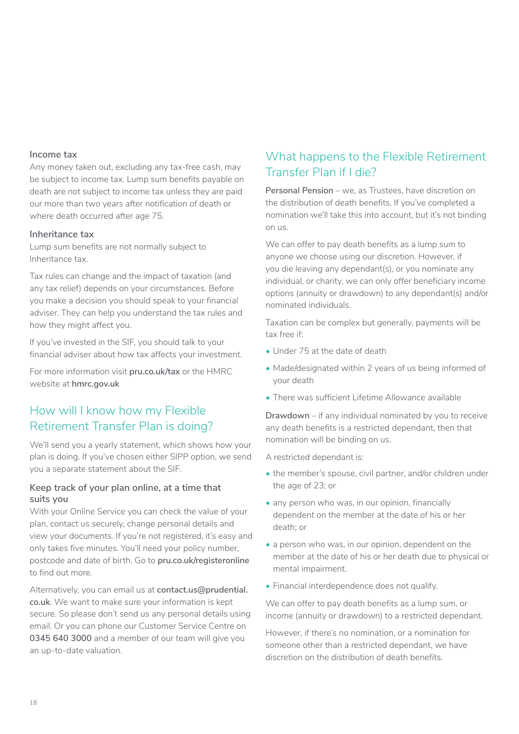### Income tax

Any money taken out, excluding any tax-free cash, may be subject to income tax. Lump sum benefits payable on death are not subject to income tax unless they are paid our more than two years after notification of death or where death occurred after age 75.

### Inheritance tax

Lump sum benefits are not normally subject to Inheritance tax.

Tax rules can change and the impact of taxation (and any tax relief) depends on your circumstances. Before you make a decision you should speak to your financial adviser. They can help you understand the tax rules and how they might affect you.

If you've invested in the SIF, you should talk to your financial adviser about how tax affects your investment.

For more information visit **pru.co.uk/tax** or the HMRC website at **hmrc.gov.uk**

## How will I know how my Flexible Retirement Transfer Plan is doing?

We'll send you a yearly statement, which shows how your plan is doing. If you've chosen either SIPP option, we send you a separate statement about the SIF.

### Keep track of your plan online, at a time that suits you

With your Online Service you can check the value of your plan, contact us securely, change personal details and view your documents. If you're not registered, it's easy and only takes five minutes. You'll need your policy number, postcode and date of birth. Go to **pru.co.uk/registeronline** to find out more.

Alternatively, you can email us at **contact.us@prudential.co.uk**. We want to make sure your information is kept secure. So please don't send us any personal details using email. Or you can phone our Customer Service Centre on **0345 640 3000** and a member of our team will give you an up-to-date valuation.

## What happens to the Flexible Retirement Transfer Plan if I die?

**Personal Pension** – we, as Trustees, have discretion on the distribution of death benefits. If you've completed a nomination we'll take this into account, but it's not binding on us.

We can offer to pay death benefits as a lump sum to anyone we choose using our discretion. However, if you die leaving any dependant(s), or you nominate any individual, or charity, we can only offer beneficiary income options (annuity or drawdown) to any dependant(s) and/or nominated individuals.

Taxation can be complex but generally, payments will be tax free if:

- Under 75 at the date of death
- Made/designated within 2 years of us being informed of your death
- There was sufficient Lifetime Allowance available

**Drawdown** – if any individual nominated by you to receive any death benefits is a restricted dependant, then that nomination will be binding on us.

A restricted dependant is:

- the member's spouse, civil partner, and/or children under the age of 23; or
- any person who was, in our opinion, financially dependent on the member at the date of his or her death; or
- a person who was, in our opinion, dependent on the member at the date of his or her death due to physical or mental impairment.
- Financial interdependence does not qualify.

We can offer to pay death benefits as a lump sum, or income (annuity or drawdown) to a restricted dependant.

However, if there's no nomination, or a nomination for someone other than a restricted dependant, we have discretion on the distribution of death benefits.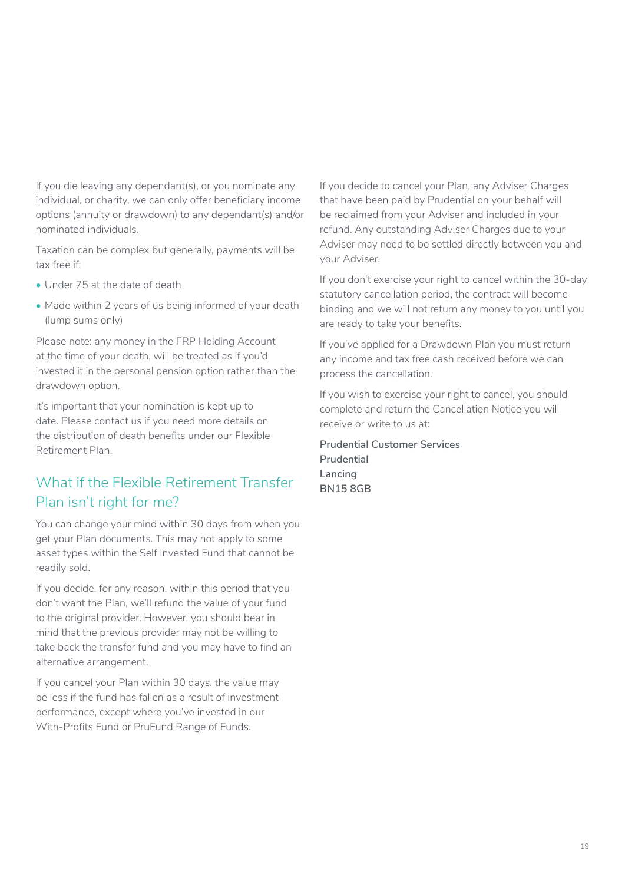If you die leaving any dependant(s), or you nominate any individual, or charity, we can only offer beneficiary income options (annuity or drawdown) to any dependant(s) and/or nominated individuals.

Taxation can be complex but generally, payments will be tax free if:

- Under 75 at the date of death
- Made within 2 years of us being informed of your death (lump sums only)

Please note: any money in the FRP Holding Account at the time of your death, will be treated as if you'd invested it in the personal pension option rather than the drawdown option.

It's important that your nomination is kept up to date. Please contact us if you need more details on the distribution of death benefits under our Flexible Retirement Plan.

## What if the Flexible Retirement Transfer Plan isn't right for me?

You can change your mind within 30 days from when you get your Plan documents. This may not apply to some asset types within the Self Invested Fund that cannot be readily sold.

If you decide, for any reason, within this period that you don't want the Plan, we'll refund the value of your fund to the original provider. However, you should bear in mind that the previous provider may not be willing to take back the transfer fund and you may have to find an alternative arrangement.

If you cancel your Plan within 30 days, the value may be less if the fund has fallen as a result of investment performance, except where you've invested in our With-Profits Fund or PruFund Range of Funds.

If you decide to cancel your Plan, any Adviser Charges that have been paid by Prudential on your behalf will be reclaimed from your Adviser and included in your refund. Any outstanding Adviser Charges due to your Adviser may need to be settled directly between you and your Adviser.

If you don't exercise your right to cancel within the 30-day statutory cancellation period, the contract will become binding and we will not return any money to you until you are ready to take your benefits.

If you've applied for a Drawdown Plan you must return any income and tax free cash received before we can process the cancellation.

If you wish to exercise your right to cancel, you should complete and return the Cancellation Notice you will receive or write to us at:

**Prudential Customer Services**
**Prudential**
**Lancing**
**BN15 8GB**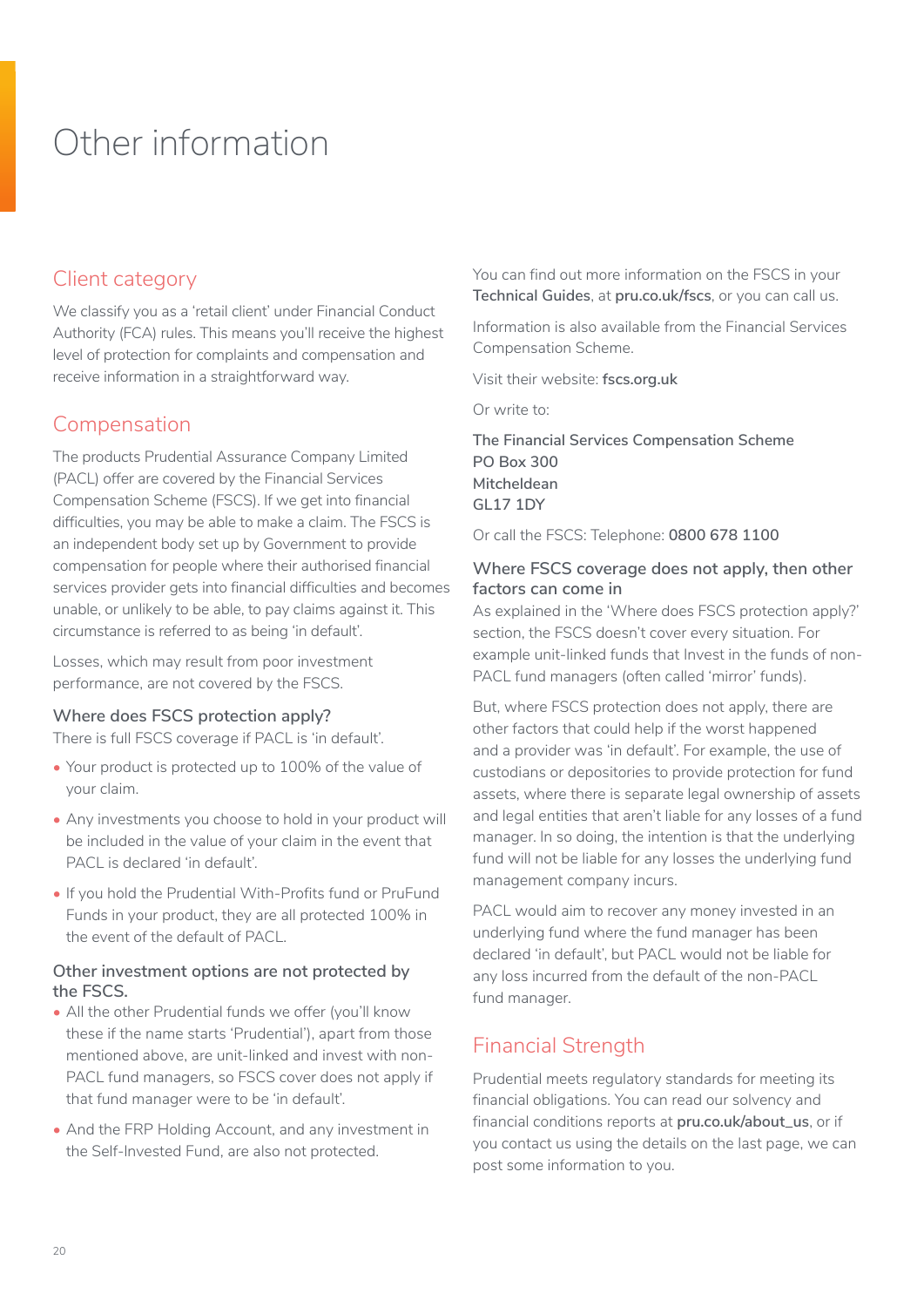# Other information

## Client category

We classify you as a 'retail client' under Financial Conduct Authority (FCA) rules. This means you'll receive the highest level of protection for complaints and compensation and receive information in a straightforward way.

## Compensation

The products Prudential Assurance Company Limited (PACL) offer are covered by the Financial Services Compensation Scheme (FSCS). If we get into financial difficulties, you may be able to make a claim. The FSCS is an independent body set up by Government to provide compensation for people where their authorised financial services provider gets into financial difficulties and becomes unable, or unlikely to be able, to pay claims against it. This circumstance is referred to as being 'in default'.

Losses, which may result from poor investment performance, are not covered by the FSCS.

### Where does FSCS protection apply?

There is full FSCS coverage if PACL is 'in default'.

- Your product is protected up to 100% of the value of your claim.
- Any investments you choose to hold in your product will be included in the value of your claim in the event that PACL is declared 'in default'.
- If you hold the Prudential With-Profits fund or PruFund Funds in your product, they are all protected 100% in the event of the default of PACL.

### Other investment options are not protected by the FSCS.

- All the other Prudential funds we offer (you'll know these if the name starts 'Prudential'), apart from those mentioned above, are unit-linked and invest with non-PACL fund managers, so FSCS cover does not apply if that fund manager were to be 'in default'.
- And the FRP Holding Account, and any investment in the Self-Invested Fund, are also not protected.

You can find out more information on the FSCS in your **Technical Guides**, at **pru.co.uk/fscs**, or you can call us.

Information is also available from the Financial Services Compensation Scheme.

Visit their website: **fscs.org.uk**

Or write to:

**The Financial Services Compensation Scheme**
**PO Box 300**
**Mitcheldean**
**GL17 1DY**

Or call the FSCS: Telephone: **0800 678 1100**

### Where FSCS coverage does not apply, then other factors can come in

As explained in the 'Where does FSCS protection apply?' section, the FSCS doesn't cover every situation. For example unit-linked funds that Invest in the funds of non-PACL fund managers (often called 'mirror' funds).

But, where FSCS protection does not apply, there are other factors that could help if the worst happened and a provider was 'in default'. For example, the use of custodians or depositories to provide protection for fund assets, where there is separate legal ownership of assets and legal entities that aren't liable for any losses of a fund manager. In so doing, the intention is that the underlying fund will not be liable for any losses the underlying fund management company incurs.

PACL would aim to recover any money invested in an underlying fund where the fund manager has been declared 'in default', but PACL would not be liable for any loss incurred from the default of the non-PACL fund manager.

## Financial Strength

Prudential meets regulatory standards for meeting its financial obligations. You can read our solvency and financial conditions reports at **pru.co.uk/about_us**, or if you contact us using the details on the last page, we can post some information to you.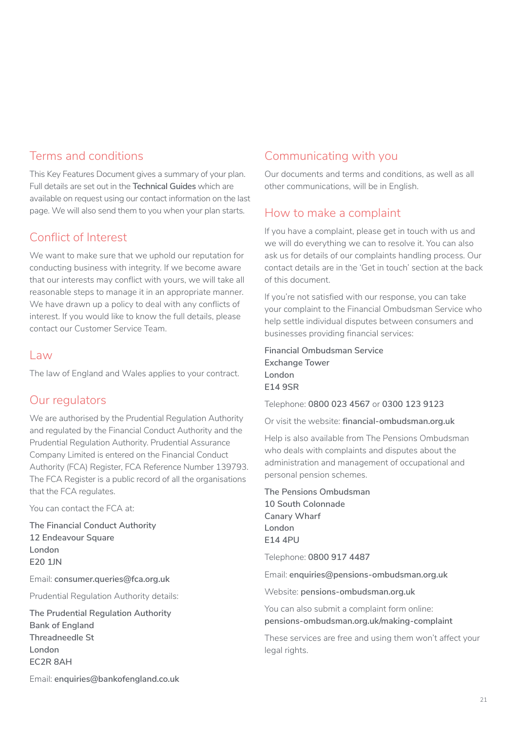## Terms and conditions

This Key Features Document gives a summary of your plan. Full details are set out in the **Technical Guides** which are available on request using our contact information on the last page. We will also send them to you when your plan starts.

## Conflict of Interest

We want to make sure that we uphold our reputation for conducting business with integrity. If we become aware that our interests may conflict with yours, we will take all reasonable steps to manage it in an appropriate manner. We have drawn up a policy to deal with any conflicts of interest. If you would like to know the full details, please contact our Customer Service Team.

## Law

The law of England and Wales applies to your contract.

## Our regulators

We are authorised by the Prudential Regulation Authority and regulated by the Financial Conduct Authority and the Prudential Regulation Authority. Prudential Assurance Company Limited is entered on the Financial Conduct Authority (FCA) Register, FCA Reference Number 139793. The FCA Register is a public record of all the organisations that the FCA regulates.

You can contact the FCA at:

**The Financial Conduct Authority**
**12 Endeavour Square**
**London**
**E20 1JN**

Email: **consumer.queries@fca.org.uk**

Prudential Regulation Authority details:

**The Prudential Regulation Authority**
**Bank of England**
**Threadneedle St**
**London**
**EC2R 8AH**

Email: **enquiries@bankofengland.co.uk**

## Communicating with you

Our documents and terms and conditions, as well as all other communications, will be in English.

## How to make a complaint

If you have a complaint, please get in touch with us and we will do everything we can to resolve it. You can also ask us for details of our complaints handling process. Our contact details are in the 'Get in touch' section at the back of this document.

If you're not satisfied with our response, you can take your complaint to the Financial Ombudsman Service who help settle individual disputes between consumers and businesses providing financial services:

**Financial Ombudsman Service**
**Exchange Tower**
**London**
**E14 9SR**

Telephone: **0800 023 4567** or **0300 123 9123**

Or visit the website: **financial-ombudsman.org.uk**

Help is also available from The Pensions Ombudsman who deals with complaints and disputes about the administration and management of occupational and personal pension schemes.

**The Pensions Ombudsman**
**10 South Colonnade**
**Canary Wharf**
**London**
**E14 4PU**

Telephone: **0800 917 4487**

Email: **enquiries@pensions-ombudsman.org.uk**

Website: **pensions-ombudsman.org.uk**

You can also submit a complaint form online:
**pensions-ombudsman.org.uk/making-complaint**

These services are free and using them won't affect your legal rights.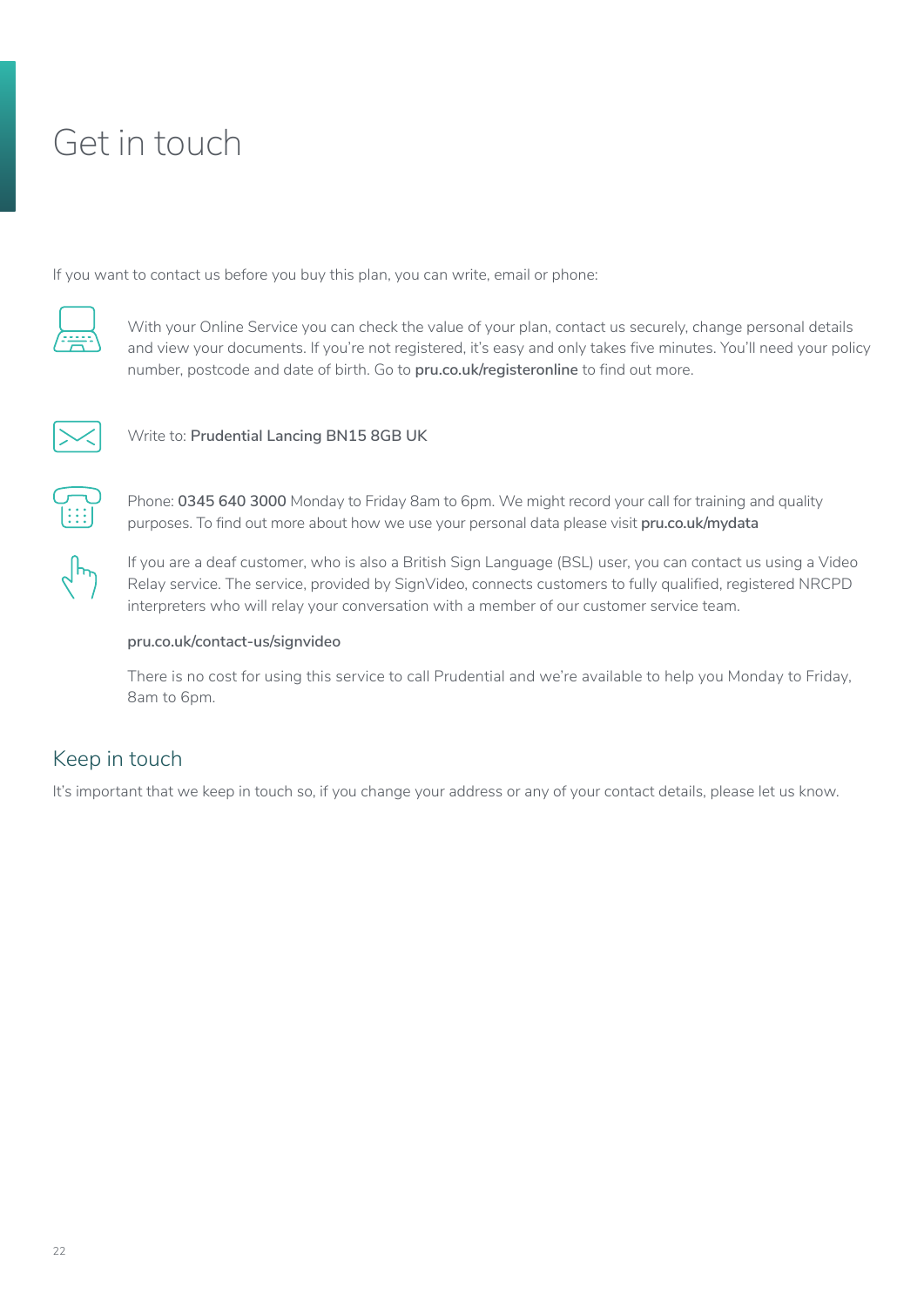# Get in touch

If you want to contact us before you buy this plan, you can write, email or phone:

With your Online Service you can check the value of your plan, contact us securely, change personal details and view your documents. If you're not registered, it's easy and only takes five minutes. You'll need your policy number, postcode and date of birth. Go to **pru.co.uk/registeronline** to find out more.

Write to: **Prudential Lancing BN15 8GB UK**

Phone: **0345 640 3000** Monday to Friday 8am to 6pm. We might record your call for training and quality purposes. To find out more about how we use your personal data please visit **pru.co.uk/mydata**

If you are a deaf customer, who is also a British Sign Language (BSL) user, you can contact us using a Video Relay service. The service, provided by SignVideo, connects customers to fully qualified, registered NRCPD interpreters who will relay your conversation with a member of our customer service team.

**pru.co.uk/contact-us/signvideo**

There is no cost for using this service to call Prudential and we're available to help you Monday to Friday, 8am to 6pm.

## Keep in touch

It's important that we keep in touch so, if you change your address or any of your contact details, please let us know.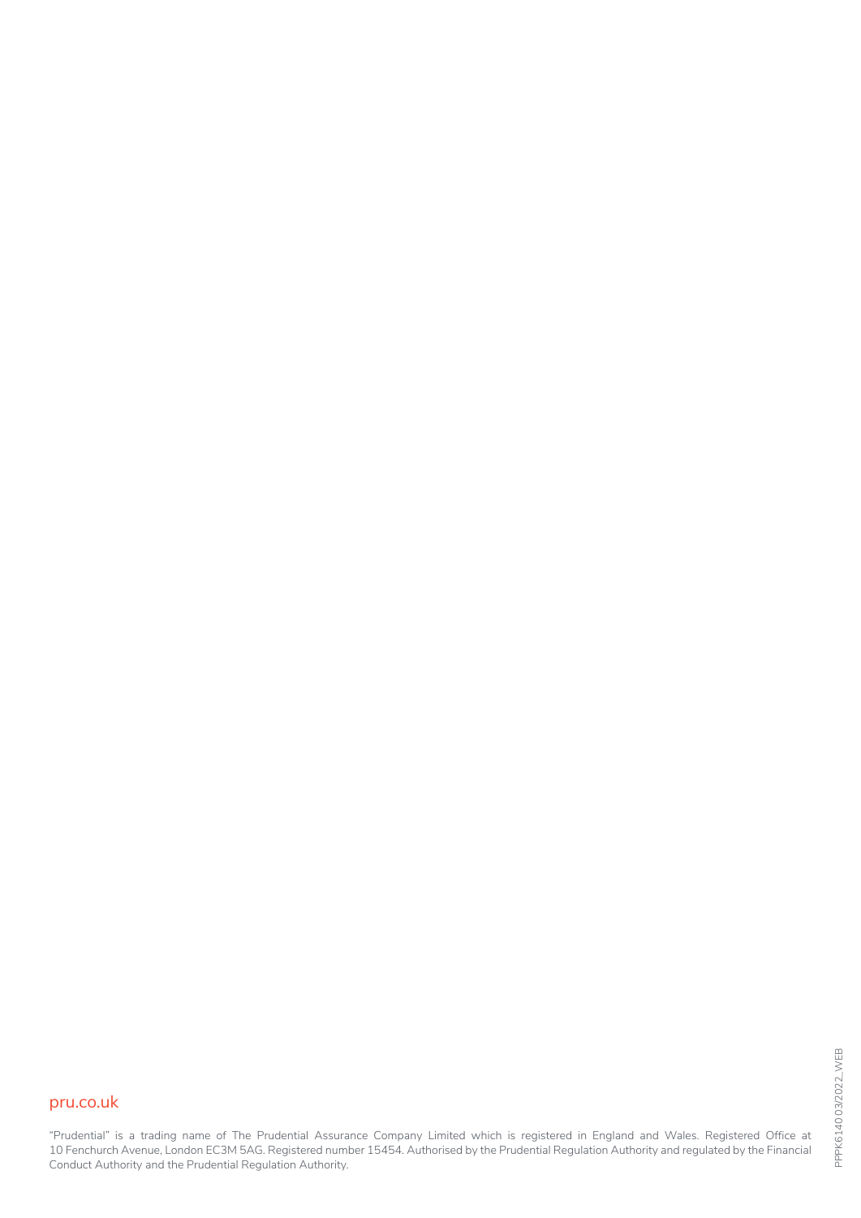pru.co.uk

"Prudential" is a trading name of The Prudential Assurance Company Limited which is registered in England and Wales. Registered Office at 10 Fenchurch Avenue, London EC3M 5AG. Registered number 15454. Authorised by the Prudential Regulation Authority and regulated by the Financial Conduct Authority and the Prudential Regulation Authority.

PPPK6140 03/2022_WEB